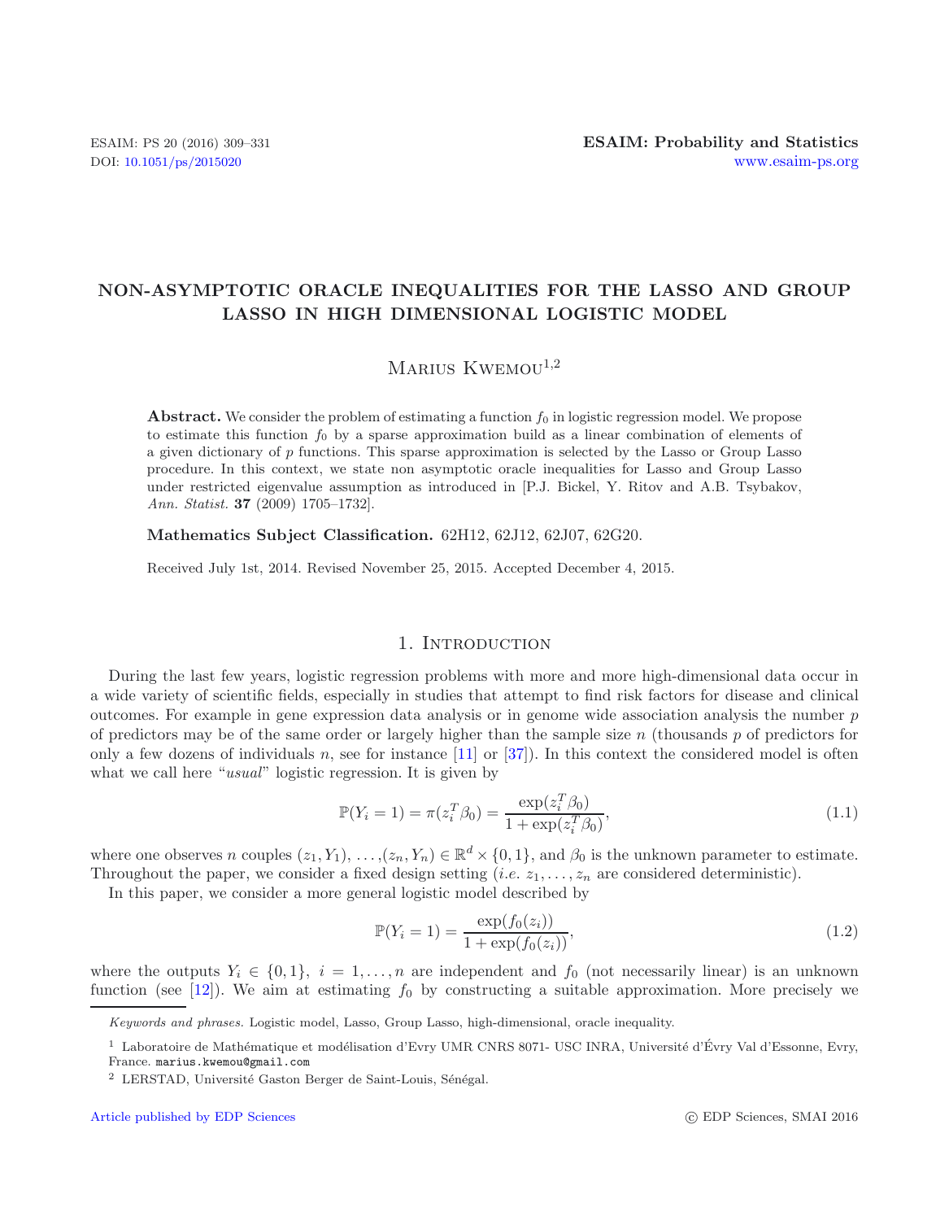# NON-ASYMPTOTIC ORACLE INEQUALITIES FOR THE LASSO AND GROUP LASSO IN HIGH DIMENSIONAL LOGISTIC MODEL

Marius Kwemou[1,2]

**Abstract.** We consider the problem of estimating a function $f_0$ in logistic regression model. We propose to estimate this function $f_0$ by a sparse approximation build as a linear combination of elements of a given dictionary of $p$ functions. This sparse approximation is selected by the Lasso or Group Lasso procedure. In this context, we state non asymptotic oracle inequalities for Lasso and Group Lasso under restricted eigenvalue assumption as introduced in [P.J. Bickel, Y. Ritov and A.B. Tsybakov, *Ann. Statist.* **37** (2009) 1705–1732].

**Mathematics Subject Classification.** 62H12, 62J12, 62J07, 62G20.

Received July 1st, 2014. Revised November 25, 2015. Accepted December 4, 2015.

## 1. Introduction

During the last few years, logistic regression problems with more and more high-dimensional data occur in a wide variety of scientific fields, especially in studies that attempt to find risk factors for disease and clinical outcomes. For example in gene expression data analysis or in genome wide association analysis the number $p$ of predictors may be of the same order or largely higher than the sample size $n$ (thousands $p$ of predictors for only a few dozens of individuals $n$, see for instance [11] or [37]). In this context the considered model is often what we call here "*usual*" logistic regression. It is given by

$$\mathbb{P}(Y_i = 1) = \pi(z_i^T \beta_0) = \frac{\exp(z_i^T \beta_0)}{1 + \exp(z_i^T \beta_0)}, \tag{1.1}$$

where one observes $n$ couples $(z_1, Y_1), \ldots, (z_n, Y_n) \in \mathbb{R}^d \times \{0, 1\}$, and $\beta_0$ is the unknown parameter to estimate. Throughout the paper, we consider a fixed design setting (*i.e.* $z_1, \ldots, z_n$ are considered deterministic).

In this paper, we consider a more general logistic model described by

$$\mathbb{P}(Y_i = 1) = \frac{\exp(f_0(z_i))}{1 + \exp(f_0(z_i))}, \tag{1.2}$$

where the outputs $Y_i \in \{0, 1\}$, $i = 1, \ldots, n$ are independent and $f_0$ (not necessarily linear) is an unknown function (see [12]). We aim at estimating $f_0$ by constructing a suitable approximation. More precisely we

*Keywords and phrases.* Logistic model, Lasso, Group Lasso, high-dimensional, oracle inequality.

[1] Laboratoire de Mathématique et modélisation d'Evry UMR CNRS 8071- USC INRA, Université d'Évry Val d'Essonne, Evry, France. marius.kwemou@gmail.com

[2] LERSTAD, Université Gaston Berger de Saint-Louis, Sénégal.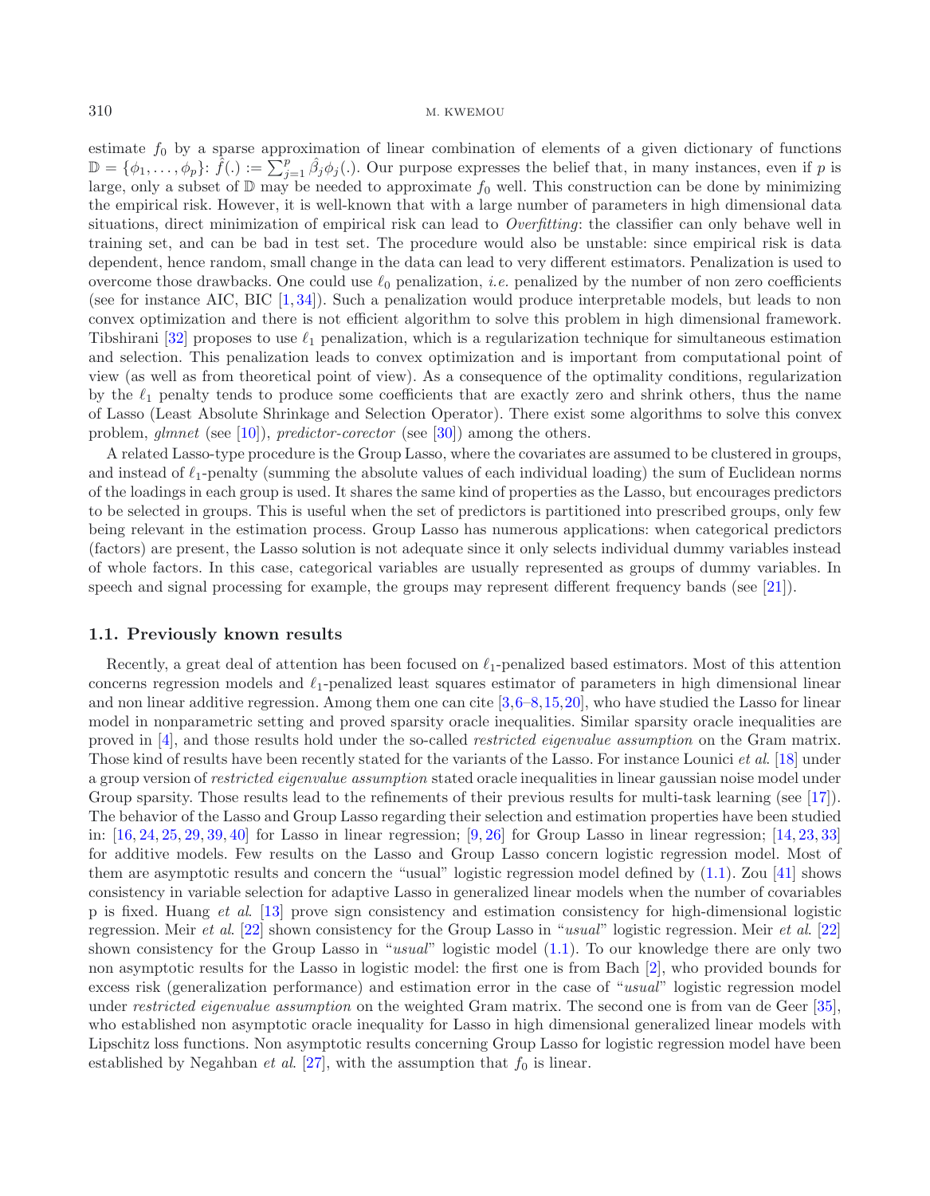estimate $f_0$ by a sparse approximation of linear combination of elements of a given dictionary of functions $\mathbb{D} = \{\phi_1, \ldots, \phi_p\}$: $\hat{f}(.) := \sum_{j=1}^{p} \hat{\beta}_j \phi_j(.)$. Our purpose expresses the belief that, in many instances, even if $p$ is large, only a subset of $\mathbb{D}$ may be needed to approximate $f_0$ well. This construction can be done by minimizing the empirical risk. However, it is well-known that with a large number of parameters in high dimensional data situations, direct minimization of empirical risk can lead to *Overfitting*: the classifier can only behave well in training set, and can be bad in test set. The procedure would also be unstable: since empirical risk is data dependent, hence random, small change in the data can lead to very different estimators. Penalization is used to overcome those drawbacks. One could use $\ell_0$ penalization, *i.e.* penalized by the number of non zero coefficients (see for instance AIC, BIC [1,34]). Such a penalization would produce interpretable models, but leads to non convex optimization and there is not efficient algorithm to solve this problem in high dimensional framework. Tibshirani [32] proposes to use $\ell_1$ penalization, which is a regularization technique for simultaneous estimation and selection. This penalization leads to convex optimization and is important from computational point of view (as well as from theoretical point of view). As a consequence of the optimality conditions, regularization by the $\ell_1$ penalty tends to produce some coefficients that are exactly zero and shrink others, thus the name of Lasso (Least Absolute Shrinkage and Selection Operator). There exist some algorithms to solve this convex problem, *glmnet* (see [10]), *predictor-corector* (see [30]) among the others.

A related Lasso-type procedure is the Group Lasso, where the covariates are assumed to be clustered in groups, and instead of $\ell_1$-penalty (summing the absolute values of each individual loading) the sum of Euclidean norms of the loadings in each group is used. It shares the same kind of properties as the Lasso, but encourages predictors to be selected in groups. This is useful when the set of predictors is partitioned into prescribed groups, only few being relevant in the estimation process. Group Lasso has numerous applications: when categorical predictors (factors) are present, the Lasso solution is not adequate since it only selects individual dummy variables instead of whole factors. In this case, categorical variables are usually represented as groups of dummy variables. In speech and signal processing for example, the groups may represent different frequency bands (see [21]).

### 1.1. Previously known results

Recently, a great deal of attention has been focused on $\ell_1$-penalized based estimators. Most of this attention concerns regression models and $\ell_1$-penalized least squares estimator of parameters in high dimensional linear and non linear additive regression. Among them one can cite [3,6–8,15,20], who have studied the Lasso for linear model in nonparametric setting and proved sparsity oracle inequalities. Similar sparsity oracle inequalities are proved in [4], and those results hold under the so-called *restricted eigenvalue assumption* on the Gram matrix. Those kind of results have been recently stated for the variants of the Lasso. For instance Lounici *et al.* [18] under a group version of *restricted eigenvalue assumption* stated oracle inequalities in linear gaussian noise model under Group sparsity. Those results lead to the refinements of their previous results for multi-task learning (see [17]). The behavior of the Lasso and Group Lasso regarding their selection and estimation properties have been studied in: [16, 24, 25, 29, 39, 40] for Lasso in linear regression; [9, 26] for Group Lasso in linear regression; [14, 23, 33] for additive models. Few results on the Lasso and Group Lasso concern logistic regression model. Most of them are asymptotic results and concern the "usual" logistic regression model defined by (1.1). Zou [41] shows consistency in variable selection for adaptive Lasso in generalized linear models when the number of covariables p is fixed. Huang *et al.* [13] prove sign consistency and estimation consistency for high-dimensional logistic regression. Meir *et al.* [22] shown consistency for the Group Lasso in "*usual*" logistic regression. Meir *et al.* [22] shown consistency for the Group Lasso in "*usual*" logistic model (1.1). To our knowledge there are only two non asymptotic results for the Lasso in logistic model: the first one is from Bach [2], who provided bounds for excess risk (generalization performance) and estimation error in the case of "*usual*" logistic regression model under *restricted eigenvalue assumption* on the weighted Gram matrix. The second one is from van de Geer [35], who established non asymptotic oracle inequality for Lasso in high dimensional generalized linear models with Lipschitz loss functions. Non asymptotic results concerning Group Lasso for logistic regression model have been established by Negahban *et al.* [27], with the assumption that $f_0$ is linear.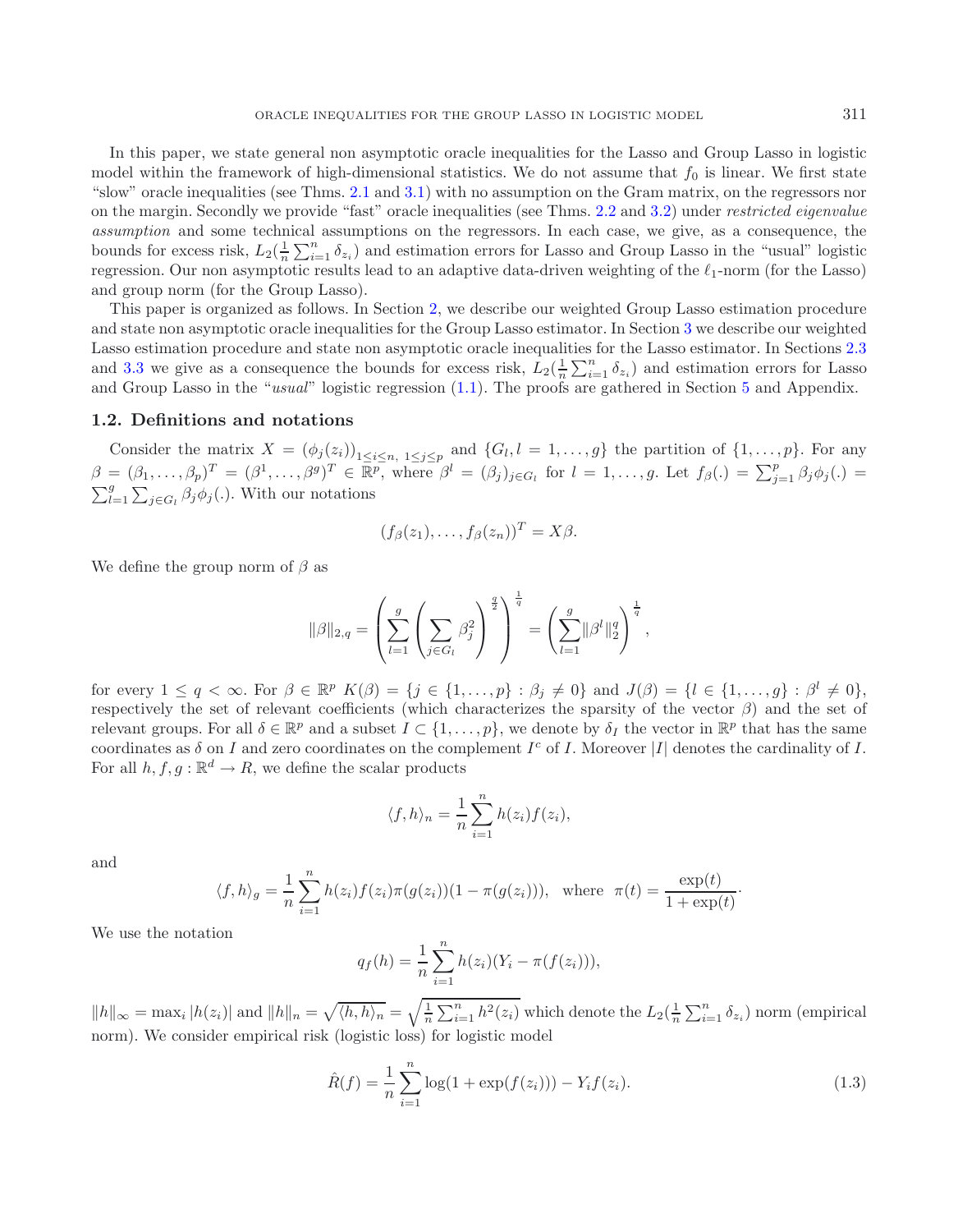In this paper, we state general non asymptotic oracle inequalities for the Lasso and Group Lasso in logistic model within the framework of high-dimensional statistics. We do not assume that $f_0$ is linear. We first state "slow" oracle inequalities (see Thms. 2.1 and 3.1) with no assumption on the Gram matrix, on the regressors nor on the margin. Secondly we provide "fast" oracle inequalities (see Thms. 2.2 and 3.2) under *restricted eigenvalue assumption* and some technical assumptions on the regressors. In each case, we give, as a consequence, the bounds for excess risk, $L_2(\frac{1}{n}\sum_{i=1}^n \delta_{z_i})$ and estimation errors for Lasso and Group Lasso in the "usual" logistic regression. Our non asymptotic results lead to an adaptive data-driven weighting of the $\ell_1$-norm (for the Lasso) and group norm (for the Group Lasso).

This paper is organized as follows. In Section 2, we describe our weighted Group Lasso estimation procedure and state non asymptotic oracle inequalities for the Group Lasso estimator. In Section 3 we describe our weighted Lasso estimation procedure and state non asymptotic oracle inequalities for the Lasso estimator. In Sections 2.3 and 3.3 we give as a consequence the bounds for excess risk, $L_2(\frac{1}{n}\sum_{i=1}^n \delta_{z_i})$ and estimation errors for Lasso and Group Lasso in the "*usual*" logistic regression (1.1). The proofs are gathered in Section 5 and Appendix.

### 1.2. Definitions and notations

Consider the matrix $X = (\phi_j(z_i))_{1\leq i\leq n,\ 1\leq j\leq p}$ and $\{G_l, l = 1,\dots,g\}$ the partition of $\{1,\dots,p\}$. For any $\beta = (\beta_1,\dots,\beta_p)^T = (\beta^1,\dots,\beta^g)^T \in \mathbb{R}^p$, where $\beta^l = (\beta_j)_{j\in G_l}$ for $l = 1,\dots,g$. Let $f_\beta(.) = \sum_{j=1}^p \beta_j\phi_j(.) = \sum_{l=1}^g \sum_{j\in G_l} \beta_j\phi_j(.)$. With our notations

$$(f_\beta(z_1),\dots,f_\beta(z_n))^T = X\beta.$$

We define the group norm of $\beta$ as

$$\|\beta\|_{2,q} = \left(\sum_{l=1}^g \left(\sum_{j\in G_l} \beta_j^2\right)^{\frac{q}{2}}\right)^{\frac{1}{q}} = \left(\sum_{l=1}^g \|\beta^l\|_2^q\right)^{\frac{1}{q}},$$

for every $1 \leq q < \infty$. For $\beta \in \mathbb{R}^p$ $K(\beta) = \{j \in \{1,\dots,p\} : \beta_j \neq 0\}$ and $J(\beta) = \{l \in \{1,\dots,g\} : \beta^l \neq 0\}$, respectively the set of relevant coefficients (which characterizes the sparsity of the vector $\beta$) and the set of relevant groups. For all $\delta \in \mathbb{R}^p$ and a subset $I \subset \{1,\dots,p\}$, we denote by $\delta_I$ the vector in $\mathbb{R}^p$ that has the same coordinates as $\delta$ on $I$ and zero coordinates on the complement $I^c$ of $I$. Moreover $|I|$ denotes the cardinality of $I$. For all $h, f, g : \mathbb{R}^d \to R$, we define the scalar products

$$\langle f, h\rangle_n = \frac{1}{n}\sum_{i=1}^n h(z_i)f(z_i),$$

and

$$\langle f, h\rangle_g = \frac{1}{n}\sum_{i=1}^n h(z_i)f(z_i)\pi(g(z_i))(1-\pi(g(z_i))), \quad \text{where} \quad \pi(t) = \frac{\exp(t)}{1+\exp(t)}\cdot$$

We use the notation

$$q_f(h) = \frac{1}{n}\sum_{i=1}^n h(z_i)(Y_i - \pi(f(z_i))),$$

$\|h\|_\infty = \max_i |h(z_i)|$ and $\|h\|_n = \sqrt{\langle h, h\rangle_n} = \sqrt{\frac{1}{n}\sum_{i=1}^n h^2(z_i)}$ which denote the $L_2(\frac{1}{n}\sum_{i=1}^n \delta_{z_i})$ norm (empirical norm). We consider empirical risk (logistic loss) for logistic model

$$\hat{R}(f) = \frac{1}{n}\sum_{i=1}^n \log(1+\exp(f(z_i))) - Y_i f(z_i). \tag{1.3}$$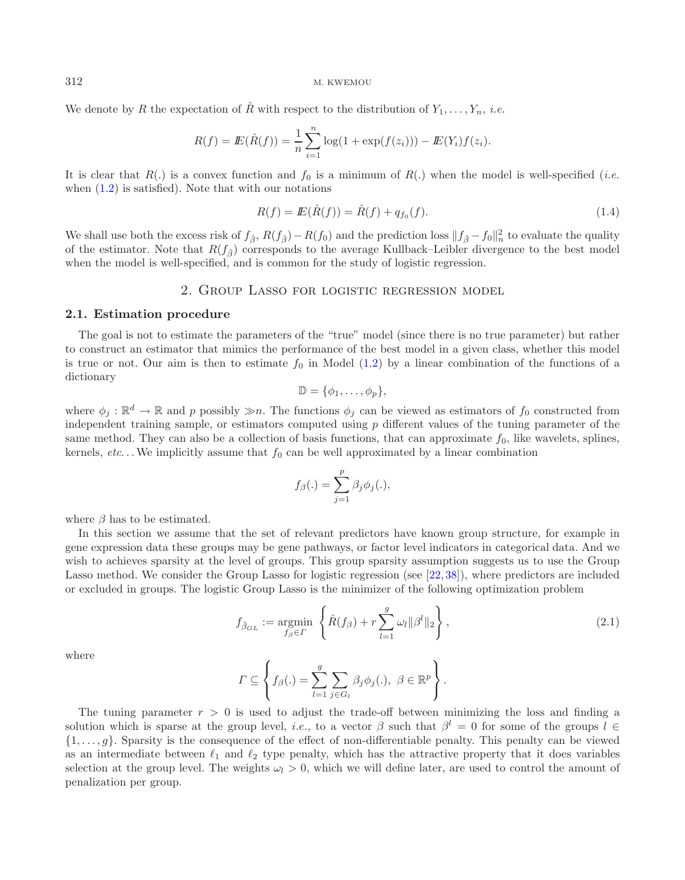We denote by $R$ the expectation of $\hat{R}$ with respect to the distribution of $Y_1, \ldots, Y_n$, *i.e.*

$$R(f) = \mathbb{E}(\hat{R}(f)) = \frac{1}{n}\sum_{i=1}^{n} \log(1 + \exp(f(z_i))) - \mathbb{E}(Y_i)f(z_i).$$

It is clear that $R(.)$ is a convex function and $f_0$ is a minimum of $R(.)$ when the model is well-specified (*i.e.* when (1.2) is satisfied). Note that with our notations

$$R(f) = \mathbb{E}(\hat{R}(f)) = \hat{R}(f) + q_{f_0}(f). \tag{1.4}$$

We shall use both the excess risk of $f_{\hat{\beta}}$, $R(f_{\hat{\beta}}) - R(f_0)$ and the prediction loss $\|f_{\hat{\beta}} - f_0\|_n^2$ to evaluate the quality of the estimator. Note that $R(f_{\hat{\beta}})$ corresponds to the average Kullback–Leibler divergence to the best model when the model is well-specified, and is common for the study of logistic regression.

## 2. Group Lasso for logistic regression model

### 2.1. Estimation procedure

The goal is not to estimate the parameters of the "true" model (since there is no true parameter) but rather to construct an estimator that mimics the performance of the best model in a given class, whether this model is true or not. Our aim is then to estimate $f_0$ in Model (1.2) by a linear combination of the functions of a dictionary

$$\mathbb{D} = \{\phi_1, \ldots, \phi_p\},$$

where $\phi_j : \mathbb{R}^d \to \mathbb{R}$ and $p$ possibly $\gg n$. The functions $\phi_j$ can be viewed as estimators of $f_0$ constructed from independent training sample, or estimators computed using $p$ different values of the tuning parameter of the same method. They can also be a collection of basis functions, that can approximate $f_0$, like wavelets, splines, kernels, *etc.*.. We implicitly assume that $f_0$ can be well approximated by a linear combination

$$f_\beta(.) = \sum_{j=1}^{p} \beta_j \phi_j(.),$$

where $\beta$ has to be estimated.

In this section we assume that the set of relevant predictors have known group structure, for example in gene expression data these groups may be gene pathways, or factor level indicators in categorical data. And we wish to achieves sparsity at the level of groups. This group sparsity assumption suggests us to use the Group Lasso method. We consider the Group Lasso for logistic regression (see [22,38]), where predictors are included or excluded in groups. The logistic Group Lasso is the minimizer of the following optimization problem

$$f_{\hat{\beta}_{GL}} := \underset{f_\beta \in \Gamma}{\operatorname{argmin}} \left\{ \hat{R}(f_\beta) + r \sum_{l=1}^{g} \omega_l \|\beta^l\|_2 \right\}, \tag{2.1}$$

where

$$\Gamma \subseteq \left\{ f_\beta(.) = \sum_{l=1}^{g} \sum_{j \in G_l} \beta_j \phi_j(.),\ \beta \in \mathbb{R}^p \right\}.$$

The tuning parameter $r > 0$ is used to adjust the trade-off between minimizing the loss and finding a solution which is sparse at the group level, *i.e.*, to a vector $\beta$ such that $\beta^l = 0$ for some of the groups $l \in \{1, \ldots, g\}$. Sparsity is the consequence of the effect of non-differentiable penalty. This penalty can be viewed as an intermediate between $\ell_1$ and $\ell_2$ type penalty, which has the attractive property that it does variables selection at the group level. The weights $\omega_l > 0$, which we will define later, are used to control the amount of penalization per group.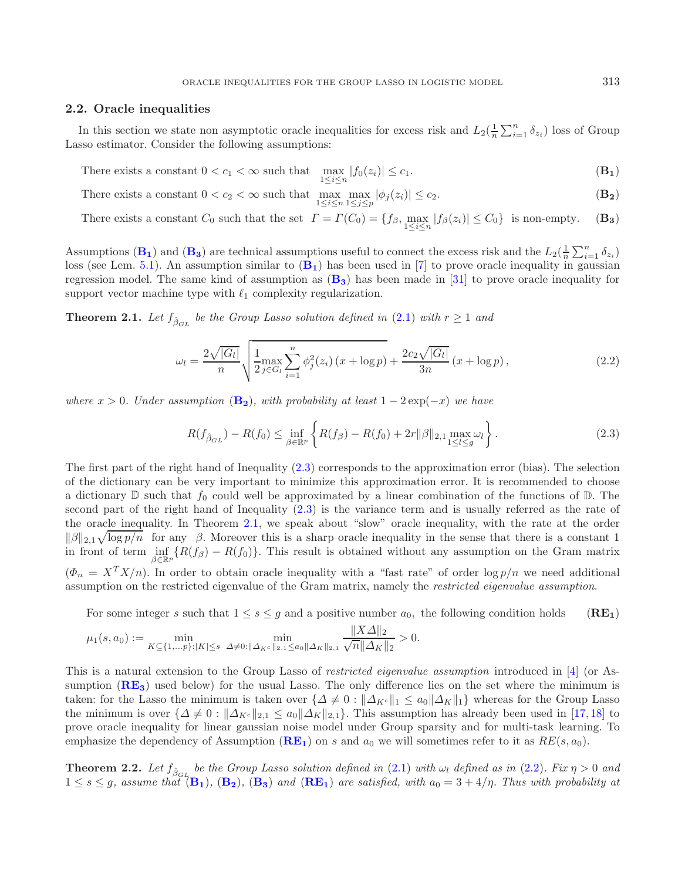### 2.2. Oracle inequalities

In this section we state non asymptotic oracle inequalities for excess risk and $L_2(\frac{1}{n}\sum_{i=1}^n \delta_{z_i})$ loss of Group Lasso estimator. Consider the following assumptions:

There exists a constant $0 < c_1 < \infty$ such that $\max_{1\leq i\leq n} |f_0(z_i)| \leq c_1$. **(B₁)**

There exists a constant $0 < c_2 < \infty$ such that $\max_{1\leq i\leq n} \max_{1\leq j\leq p} |\phi_j(z_i)| \leq c_2$. **(B₂)**

There exists a constant $C_0$ such that the set $\Gamma = \Gamma(C_0) = \{f_\beta, \max_{1\leq i\leq n} |f_\beta(z_i)| \leq C_0\}$ is non-empty. **(B₃)**

Assumptions (**B₁**) and (**B₃**) are technical assumptions useful to connect the excess risk and the $L_2(\frac{1}{n}\sum_{i=1}^n \delta_{z_i})$ loss (see Lem. 5.1). An assumption similar to (**B₁**) has been used in [7] to prove oracle inequality in gaussian regression model. The same kind of assumption as (**B₃**) has been made in [31] to prove oracle inequality for support vector machine type with $\ell_1$ complexity regularization.

**Theorem 2.1.** *Let $f_{\hat{\beta}_{GL}}$ be the Group Lasso solution defined in (2.1) with $r \geq 1$ and*

$$\omega_l = \frac{2\sqrt{|G_l|}}{n}\sqrt{\frac{1}{2}\max_{j\in G_l}\sum_{i=1}^n \phi_j^2(z_i)\,(x+\log p)} + \frac{2c_2\sqrt{|G_l|}}{3n}\,(x+\log p)\,, \tag{2.2}$$

*where $x > 0$. Under assumption* (**B₂**)*, with probability at least $1 - 2\exp(-x)$ we have*

$$R(f_{\hat{\beta}_{GL}}) - R(f_0) \leq \inf_{\beta\in\mathbb{R}^p}\left\{R(f_\beta) - R(f_0) + 2r\|\beta\|_{2,1}\max_{1\leq l\leq g}\omega_l\right\}. \tag{2.3}$$

The first part of the right hand of Inequality (2.3) corresponds to the approximation error (bias). The selection of the dictionary can be very important to minimize this approximation error. It is recommended to choose a dictionary $\mathbb{D}$ such that $f_0$ could well be approximated by a linear combination of the functions of $\mathbb{D}$. The second part of the right hand of Inequality (2.3) is the variance term and is usually referred as the rate of the oracle inequality. In Theorem 2.1, we speak about "slow" oracle inequality, with the rate at the order $\|\beta\|_{2,1}\sqrt{\log p/n}$ for any $\beta$. Moreover this is a sharp oracle inequality in the sense that there is a constant 1 in front of term $\inf_{\beta\in\mathbb{R}^p}\{R(f_\beta) - R(f_0)\}$. This result is obtained without any assumption on the Gram matrix ($\Phi_n = X^T X/n$). In order to obtain oracle inequality with a "fast rate" of order $\log p/n$ we need additional assumption on the restricted eigenvalue of the Gram matrix, namely the *restricted eigenvalue assumption*.

For some integer $s$ such that $1 \leq s \leq g$ and a positive number $a_0$, the following condition holds **(RE₁)**

$$\mu_1(s, a_0) := \min_{K\subseteq\{1,\ldots p\}:|K|\leq s}\ \min_{\Delta\neq 0:\|\Delta_{K^c}\|_{2,1}\leq a_0\|\Delta_K\|_{2,1}} \frac{\|X\Delta\|_2}{\sqrt{n}\|\Delta_K\|_2} > 0.$$

This is a natural extension to the Group Lasso of *restricted eigenvalue assumption* introduced in [4] (or Assumption (**RE₃**) used below) for the usual Lasso. The only difference lies on the set where the minimum is taken: for the Lasso the minimum is taken over $\{\Delta \neq 0 : \|\Delta_{K^c}\|_1 \leq a_0\|\Delta_K\|_1\}$ whereas for the Group Lasso the minimum is over $\{\Delta \neq 0 : \|\Delta_{K^c}\|_{2,1} \leq a_0\|\Delta_K\|_{2,1}\}$. This assumption has already been used in [17,18] to prove oracle inequality for linear gaussian noise model under Group sparsity and for multi-task learning. To emphasize the dependency of Assumption (**RE₁**) on $s$ and $a_0$ we will sometimes refer to it as $RE(s, a_0)$.

**Theorem 2.2.** *Let $f_{\hat{\beta}_{GL}}$ be the Group Lasso solution defined in (2.1) with $\omega_l$ defined as in (2.2). Fix $\eta > 0$ and $1 \leq s \leq g$, assume that* (**B₁**), (**B₂**), (**B₃**) *and* (**RE₁**) *are satisfied, with $a_0 = 3 + 4/\eta$. Thus with probability at*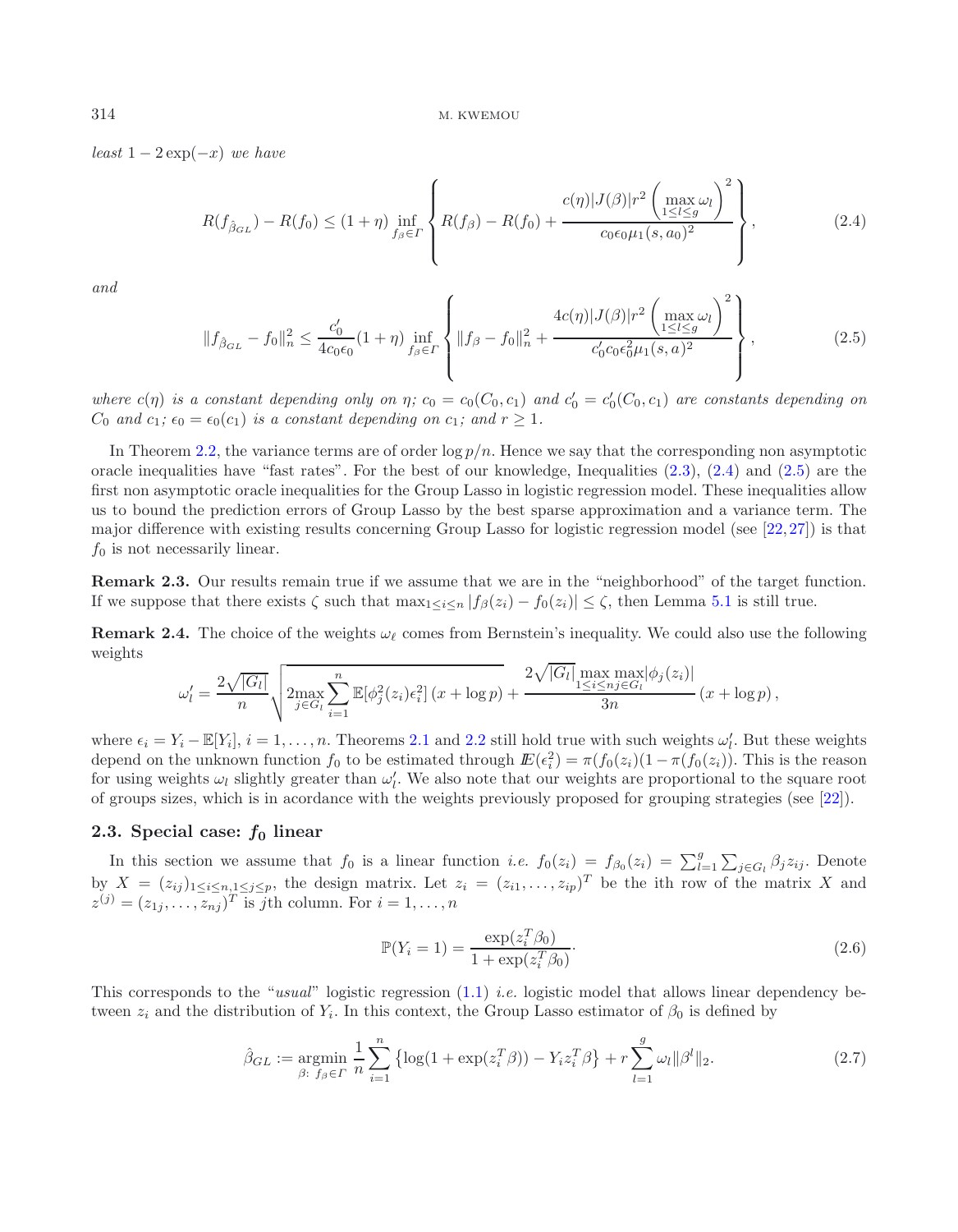*least* $1 - 2\exp(-x)$ *we have*

$$R(f_{\hat{\beta}_{GL}}) - R(f_0) \leq (1+\eta) \inf_{f_\beta \in \Gamma} \left\{ R(f_\beta) - R(f_0) + \frac{c(\eta)|J(\beta)| r^2 \left(\max\limits_{1\leq l\leq g} \omega_l\right)^2}{c_0 \epsilon_0 \mu_1(s,a_0)^2} \right\}, \tag{2.4}$$

*and*

$$\|f_{\hat{\beta}_{GL}} - f_0\|_n^2 \leq \frac{c_0'}{4c_0\epsilon_0}(1+\eta) \inf_{f_\beta \in \Gamma} \left\{ \|f_\beta - f_0\|_n^2 + \frac{4c(\eta)|J(\beta)| r^2 \left(\max\limits_{1\leq l\leq g} \omega_l\right)^2}{c_0' c_0 \epsilon_0^2 \mu_1(s,a)^2} \right\}, \tag{2.5}$$

*where* $c(\eta)$ *is a constant depending only on* $\eta$*;* $c_0 = c_0(C_0, c_1)$ *and* $c_0' = c_0'(C_0, c_1)$ *are constants depending on* $C_0$ *and* $c_1$*;* $\epsilon_0 = \epsilon_0(c_1)$ *is a constant depending on* $c_1$*; and* $r \geq 1$.

In Theorem 2.2, the variance terms are of order $\log p/n$. Hence we say that the corresponding non asymptotic oracle inequalities have "fast rates". For the best of our knowledge, Inequalities (2.3), (2.4) and (2.5) are the first non asymptotic oracle inequalities for the Group Lasso in logistic regression model. These inequalities allow us to bound the prediction errors of Group Lasso by the best sparse approximation and a variance term. The major difference with existing results concerning Group Lasso for logistic regression model (see [22,27]) is that $f_0$ is not necessarily linear.

**Remark 2.3.** Our results remain true if we assume that we are in the "neighborhood" of the target function. If we suppose that there exists $\zeta$ such that $\max_{1\leq i\leq n} |f_\beta(z_i) - f_0(z_i)| \leq \zeta$, then Lemma 5.1 is still true.

**Remark 2.4.** The choice of the weights $\omega_\ell$ comes from Bernstein's inequality. We could also use the following weights

$$\omega_l' = \frac{2\sqrt{|G_l|}}{n}\sqrt{2\max_{j\in G_l}\sum_{i=1}^n \mathbb{E}[\phi_j^2(z_i)\epsilon_i^2]\,(x+\log p)} + \frac{2\sqrt{|G_l|}\max\limits_{1\leq i\leq n}\max\limits_{j\in G_l}|\phi_j(z_i)|}{3n}(x+\log p),$$

where $\epsilon_i = Y_i - \mathbb{E}[Y_i]$, $i = 1,\ldots,n$. Theorems 2.1 and 2.2 still hold true with such weights $\omega_l'$. But these weights depend on the unknown function $f_0$ to be estimated through $\mathbb{E}(\epsilon_i^2) = \pi(f_0(z_i)(1-\pi(f_0(z_i)))$. This is the reason for using weights $\omega_l$ slightly greater than $\omega_l'$. We also note that our weights are proportional to the square root of groups sizes, which is in acordance with the weights previously proposed for grouping strategies (see [22]).

### 2.3. Special case: $f_0$ linear

In this section we assume that $f_0$ is a linear function *i.e.* $f_0(z_i) = f_{\beta_0}(z_i) = \sum_{l=1}^g \sum_{j\in G_l} \beta_j z_{ij}$. Denote by $X = (z_{ij})_{1\leq i\leq n, 1\leq j\leq p}$, the design matrix. Let $z_i = (z_{i1},\ldots,z_{ip})^T$ be the ith row of the matrix $X$ and $z^{(j)} = (z_{1j},\ldots,z_{nj})^T$ is $j$th column. For $i = 1,\ldots,n$

$$\mathbb{P}(Y_i = 1) = \frac{\exp(z_i^T\beta_0)}{1+\exp(z_i^T\beta_0)}. \tag{2.6}$$

This corresponds to the "*usual*" logistic regression (1.1) *i.e.* logistic model that allows linear dependency between $z_i$ and the distribution of $Y_i$. In this context, the Group Lasso estimator of $\beta_0$ is defined by

$$\hat{\beta}_{GL} := \underset{\beta:\ f_\beta \in \Gamma}{\operatorname{argmin}} \ \frac{1}{n}\sum_{i=1}^n \left\{\log(1+\exp(z_i^T\beta)) - Y_i z_i^T\beta\right\} + r\sum_{l=1}^g \omega_l \|\beta^l\|_2. \tag{2.7}$$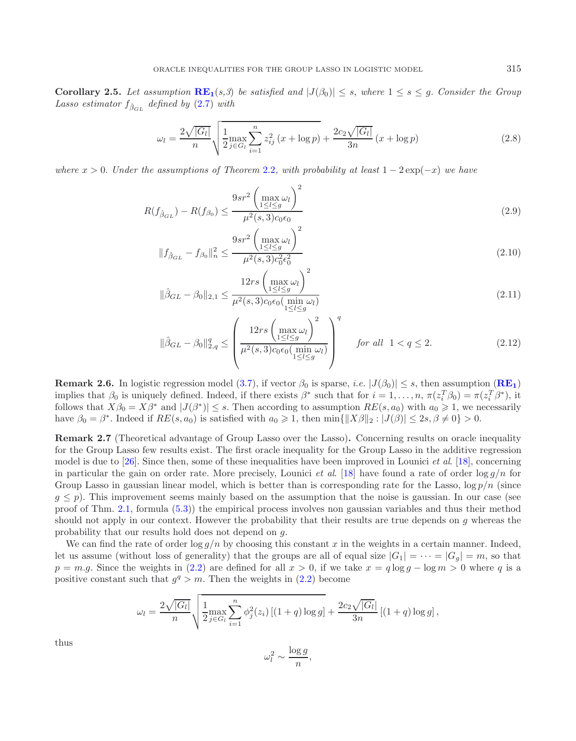**Corollary 2.5.** *Let assumption* $\mathbf{RE_1}(s,3)$ *be satisfied and* $|J(\beta_0)| \leq s$*, where* $1 \leq s \leq g$*. Consider the Group Lasso estimator* $f_{\hat{\beta}_{GL}}$ *defined by* (2.7) *with*

$$\omega_l = \frac{2\sqrt{|G_l|}}{n}\sqrt{\frac{1}{2}\max_{j\in G_l}\sum_{i=1}^{n} z_{ij}^2\,(x+\log p)} + \frac{2c_2\sqrt{|G_l|}}{3n}\,(x+\log p) \tag{2.8}$$

*where* $x > 0$*. Under the assumptions of Theorem* 2.2*, with probability at least* $1 - 2\exp(-x)$ *we have*

$$R(f_{\hat{\beta}_{GL}}) - R(f_{\beta_0}) \leq \frac{9sr^2\left(\max\limits_{1\leq l\leq g}\omega_l\right)^2}{\mu^2(s,3)c_0\epsilon_0} \tag{2.9}$$

$$\|f_{\hat{\beta}_{GL}} - f_{\beta_0}\|_n^2 \leq \frac{9sr^2\left(\max\limits_{1\leq l\leq g}\omega_l\right)^2}{\mu^2(s,3)c_0^2\epsilon_0^2} \tag{2.10}$$

$$\|\hat{\beta}_{GL} - \beta_0\|_{2,1} \leq \frac{12rs\left(\max\limits_{1\leq l\leq g}\omega_l\right)^2}{\mu^2(s,3)c_0\epsilon_0(\min\limits_{1\leq l\leq g}\omega_l)} \tag{2.11}$$

$$\|\hat{\beta}_{GL} - \beta_0\|_{2,q}^q \leq \left(\frac{12rs\left(\max\limits_{1\leq l\leq g}\omega_l\right)^2}{\mu^2(s,3)c_0\epsilon_0(\min\limits_{1\leq l\leq g}\omega_l)}\right)^q \qquad \textit{for all } \; 1 < q \leq 2. \tag{2.12}$$

**Remark 2.6.** In logistic regression model (3.7), if vector $\beta_0$ is sparse, *i.e.* $|J(\beta_0)| \leq s$, then assumption ($\mathbf{RE_1}$) implies that $\beta_0$ is uniquely defined. Indeed, if there exists $\beta^*$ such that for $i = 1,\ldots,n$, $\pi(z_i^T\beta_0) = \pi(z_i^T\beta^*)$, it follows that $X\beta_0 = X\beta^*$ and $|J(\beta^*)| \leq s$. Then according to assumption $RE(s, a_0)$ with $a_0 \geqslant 1$, we necessarily have $\beta_0 = \beta^*$. Indeed if $RE(s, a_0)$ is satisfied with $a_0 \geqslant 1$, then $\min\{\|X\beta\|_2 : |J(\beta)| \leq 2s, \beta \neq 0\} > 0$.

**Remark 2.7** (Theoretical advantage of Group Lasso over the Lasso)**.** Concerning results on oracle inequality for the Group Lasso few results exist. The first oracle inequality for the Group Lasso in the additive regression model is due to [26]. Since then, some of these inequalities have been improved in Lounici *et al.* [18], concerning in particular the gain on order rate. More precisely, Lounici *et al.* [18] have found a rate of order $\log g/n$ for Group Lasso in gaussian linear model, which is better than is corresponding rate for the Lasso, $\log p/n$ (since $g \leq p$). This improvement seems mainly based on the assumption that the noise is gaussian. In our case (see proof of Thm. 2.1, formula (5.3)) the empirical process involves non gaussian variables and thus their method should not apply in our context. However the probability that their results are true depends on $g$ whereas the probability that our results hold does not depend on $g$.

We can find the rate of order $\log g/n$ by choosing this constant $x$ in the weights in a certain manner. Indeed, let us assume (without loss of generality) that the groups are all of equal size $|G_1| = \cdots = |G_g| = m$, so that $p = m.g$. Since the weights in (2.2) are defined for all $x > 0$, if we take $x = q\log g - \log m > 0$ where $q$ is a positive constant such that $g^q > m$. Then the weights in (2.2) become

$$\omega_l = \frac{2\sqrt{|G_l|}}{n}\sqrt{\frac{1}{2}\max_{j\in G_l}\sum_{i=1}^{n}\phi_j^2(z_i)\,[(1+q)\log g]} + \frac{2c_2\sqrt{|G_l|}}{3n}\,[(1+q)\log g]\,,$$

thus

$$\omega_l^2 \sim \frac{\log g}{n},$$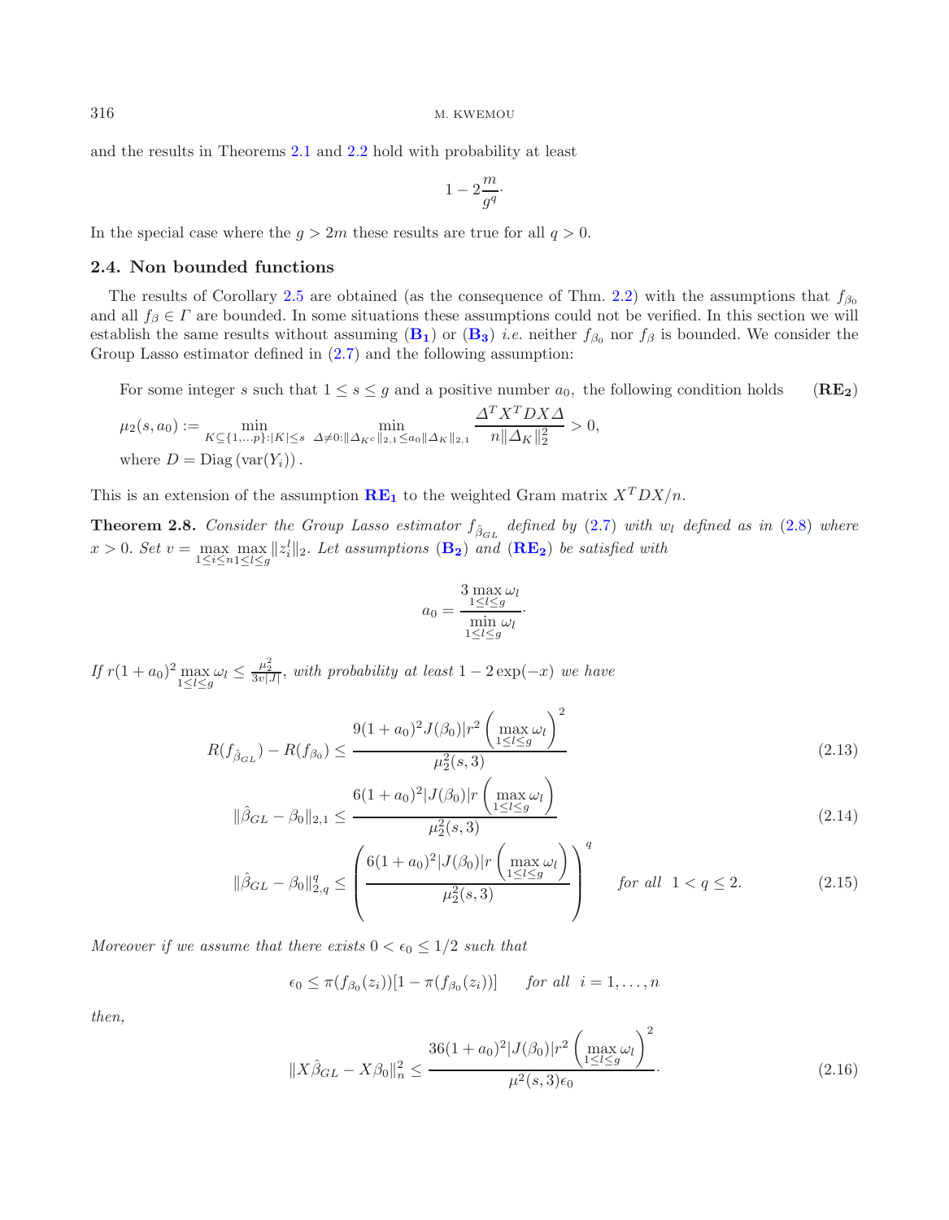and the results in Theorems 2.1 and 2.2 hold with probability at least

$$1 - 2\frac{m}{g^q}\cdot$$

In the special case where the $g > 2m$ these results are true for all $q > 0$.

### 2.4. Non bounded functions

The results of Corollary 2.5 are obtained (as the consequence of Thm. 2.2) with the assumptions that $f_{\beta_0}$ and all $f_\beta \in \Gamma$ are bounded. In some situations these assumptions could not be verified. In this section we will establish the same results without assuming ($\mathbf{B_1}$) or ($\mathbf{B_3}$) *i.e.* neither $f_{\beta_0}$ nor $f_\beta$ is bounded. We consider the Group Lasso estimator defined in (2.7) and the following assumption:

For some integer $s$ such that $1 \leq s \leq g$ and a positive number $a_0$, the following condition holds $\quad$ ($\mathbf{RE_2}$)

$$\mu_2(s, a_0) := \min_{K \subseteq \{1,\ldots p\}:|K| \leq s} \; \min_{\Delta \neq 0: \|\Delta_{K^c}\|_{2,1} \leq a_0 \|\Delta_K\|_{2,1}} \frac{\Delta^T X^T D X \Delta}{n\|\Delta_K\|_2^2} > 0,$$

where $D = \mathrm{Diag}\left(\mathrm{var}(Y_i)\right)$.

This is an extension of the assumption $\mathbf{RE_1}$ to the weighted Gram matrix $X^T DX/n$.

**Theorem 2.8.** *Consider the Group Lasso estimator $f_{\hat{\beta}_{GL}}$ defined by (2.7) with $w_l$ defined as in (2.8) where $x > 0$. Set $v = \max\limits_{1 \leq i \leq n} \max\limits_{1 \leq l \leq g} \|z_i^l\|_2$. Let assumptions ($\mathbf{B_2}$) and ($\mathbf{RE_2}$) be satisfied with*

$$a_0 = \frac{3 \max\limits_{1 \leq l \leq g} \omega_l}{\min\limits_{1 \leq l \leq g} \omega_l}\cdot$$

*If $r(1+a_0)^2 \max\limits_{1 \leq l \leq g} \omega_l \leq \frac{\mu_2^2}{3v|J|}$, with probability at least $1 - 2\exp(-x)$ we have*

$$R(f_{\hat{\beta}_{GL}}) - R(f_{\beta_0}) \leq \frac{9(1+a_0)^2 J(\beta_0)|r^2 \left(\max\limits_{1 \leq l \leq g} \omega_l\right)^2}{\mu_2^2(s,3)} \tag{2.13}$$

$$\|\hat{\beta}_{GL} - \beta_0\|_{2,1} \leq \frac{6(1+a_0)^2 |J(\beta_0)| r \left(\max\limits_{1 \leq l \leq g} \omega_l\right)}{\mu_2^2(s,3)} \tag{2.14}$$

$$\|\hat{\beta}_{GL} - \beta_0\|_{2,q}^q \leq \left(\frac{6(1+a_0)^2 |J(\beta_0)| r \left(\max\limits_{1 \leq l \leq g} \omega_l\right)}{\mu_2^2(s,3)}\right)^q \qquad \text{for all } \; 1 < q \leq 2. \tag{2.15}$$

*Moreover if we assume that there exists $0 < \epsilon_0 \leq 1/2$ such that*

$$\epsilon_0 \leq \pi(f_{\beta_0}(z_i))[1 - \pi(f_{\beta_0}(z_i))] \qquad \text{for all } \; i = 1, \ldots, n$$

*then,*

$$\|X\hat{\beta}_{GL} - X\beta_0\|_n^2 \leq \frac{36(1+a_0)^2 |J(\beta_0)| r^2 \left(\max\limits_{1 \leq l \leq g} \omega_l\right)^2}{\mu^2(s,3)\epsilon_0}\cdot \tag{2.16}$$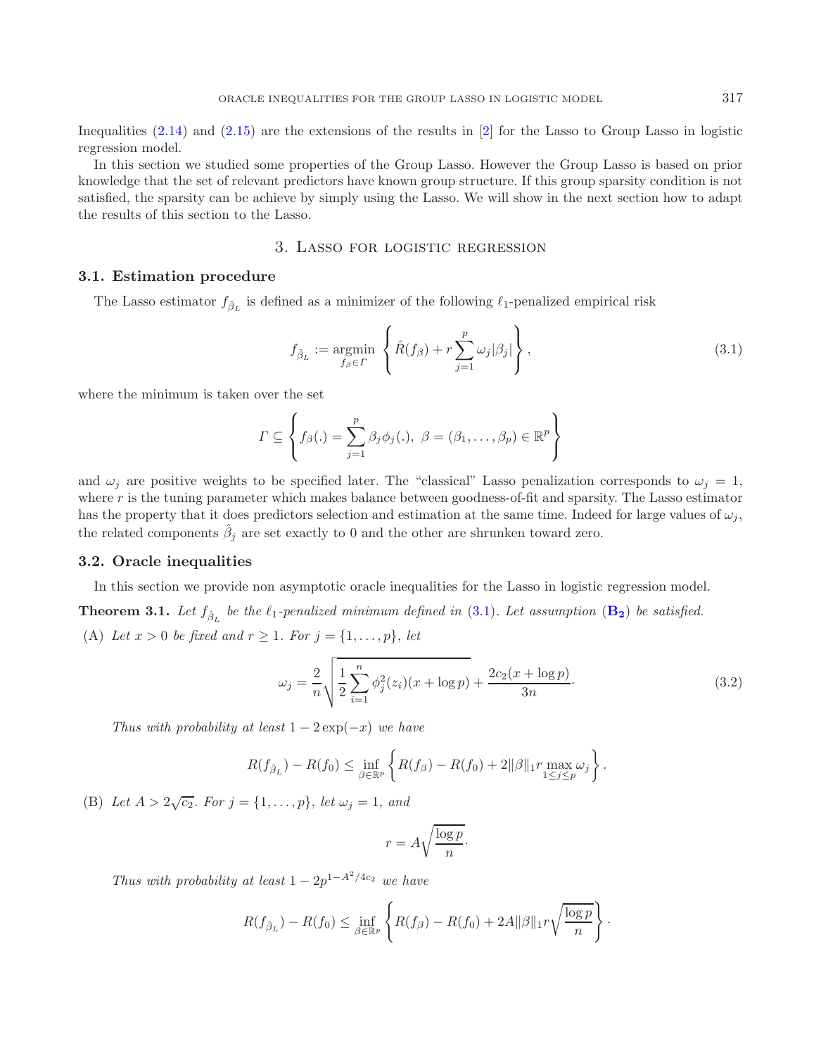Inequalities (2.14) and (2.15) are the extensions of the results in [2] for the Lasso to Group Lasso in logistic regression model.

In this section we studied some properties of the Group Lasso. However the Group Lasso is based on prior knowledge that the set of relevant predictors have known group structure. If this group sparsity condition is not satisfied, the sparsity can be achieve by simply using the Lasso. We will show in the next section how to adapt the results of this section to the Lasso.

## 3. Lasso for logistic regression

### 3.1. Estimation procedure

The Lasso estimator $f_{\hat{\beta}_L}$ is defined as a minimizer of the following $\ell_1$-penalized empirical risk

$$f_{\hat{\beta}_L} := \underset{f_\beta \in \Gamma}{\operatorname{argmin}} \left\{ \hat{R}(f_\beta) + r \sum_{j=1}^{p} \omega_j |\beta_j| \right\}, \tag{3.1}$$

where the minimum is taken over the set

$$\Gamma \subseteq \left\{ f_\beta(.) = \sum_{j=1}^{p} \beta_j \phi_j(.),\ \beta = (\beta_1, \ldots, \beta_p) \in \mathbb{R}^p \right\}$$

and $\omega_j$ are positive weights to be specified later. The "classical" Lasso penalization corresponds to $\omega_j = 1$, where $r$ is the tuning parameter which makes balance between goodness-of-fit and sparsity. The Lasso estimator has the property that it does predictors selection and estimation at the same time. Indeed for large values of $\omega_j$, the related components $\hat{\beta}_j$ are set exactly to 0 and the other are shrunken toward zero.

### 3.2. Oracle inequalities

In this section we provide non asymptotic oracle inequalities for the Lasso in logistic regression model.

**Theorem 3.1.** *Let $f_{\hat{\beta}_L}$ be the $\ell_1$-penalized minimum defined in (3.1). Let assumption (**$B_2$**) be satisfied.*

(A) *Let $x > 0$ be fixed and $r \geq 1$. For $j = \{1, \ldots, p\}$, let*

$$\omega_j = \frac{2}{n} \sqrt{\frac{1}{2} \sum_{i=1}^{n} \phi_j^2(z_i)(x + \log p)} + \frac{2c_2(x + \log p)}{3n}. \tag{3.2}$$

*Thus with probability at least $1 - 2\exp(-x)$ we have*

$$R(f_{\hat{\beta}_L}) - R(f_0) \leq \inf_{\beta \in \mathbb{R}^p} \left\{ R(f_\beta) - R(f_0) + 2\|\beta\|_1 r \max_{1 \leq j \leq p} \omega_j \right\}.$$

(B) *Let $A > 2\sqrt{c_2}$. For $j = \{1, \ldots, p\}$, let $\omega_j = 1$, and*

$$r = A\sqrt{\frac{\log p}{n}}.$$

*Thus with probability at least $1 - 2p^{1 - A^2/4c_2}$ we have*

$$R(f_{\hat{\beta}_L}) - R(f_0) \leq \inf_{\beta \in \mathbb{R}^p} \left\{ R(f_\beta) - R(f_0) + 2A\|\beta\|_1 r \sqrt{\frac{\log p}{n}} \right\}.$$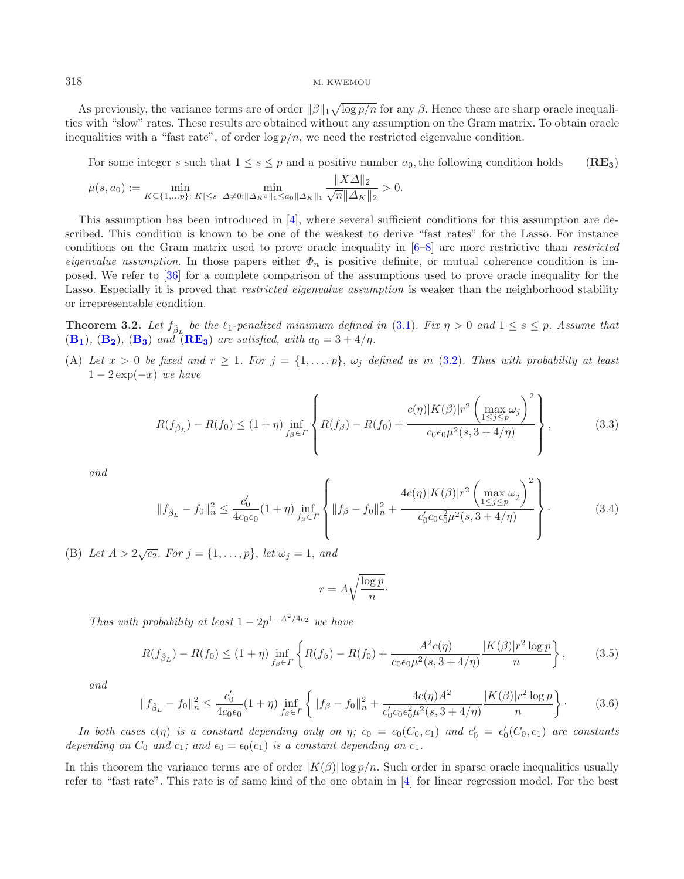As previously, the variance terms are of order $\|\beta\|_1\sqrt{\log p/n}$ for any $\beta$. Hence these are sharp oracle inequalities with "slow" rates. These results are obtained without any assumption on the Gram matrix. To obtain oracle inequalities with a "fast rate", of order $\log p/n$, we need the restricted eigenvalue condition.

For some integer $s$ such that $1 \leq s \leq p$ and a positive number $a_0$, the following condition holds **($\mathbf{RE_3}$)**

$$\mu(s, a_0) := \min_{K\subseteq\{1,\dots p\}:|K|\leq s} \; \min_{\Delta\neq 0:\|\Delta_{K^c}\|_1\leq a_0\|\Delta_K\|_1} \frac{\|X\Delta\|_2}{\sqrt{n}\|\Delta_K\|_2} > 0.$$

This assumption has been introduced in [4], where several sufficient conditions for this assumption are described. This condition is known to be one of the weakest to derive "fast rates" for the Lasso. For instance conditions on the Gram matrix used to prove oracle inequality in [6–8] are more restrictive than *restricted eigenvalue assumption*. In those papers either $\Phi_n$ is positive definite, or mutual coherence condition is imposed. We refer to [36] for a complete comparison of the assumptions used to prove oracle inequality for the Lasso. Especially it is proved that *restricted eigenvalue assumption* is weaker than the neighborhood stability or irrepresentable condition.

**Theorem 3.2.** *Let $f_{\hat{\beta}_L}$ be the $\ell_1$-penalized minimum defined in (3.1). Fix $\eta > 0$ and $1 \leq s \leq p$. Assume that* ($\mathbf{B_1}$), ($\mathbf{B_2}$), ($\mathbf{B_3}$) *and* ($\mathbf{RE_3}$) *are satisfied, with $a_0 = 3 + 4/\eta$.*

(A) *Let $x > 0$ be fixed and $r \geq 1$. For $j = \{1,\dots,p\}$, $\omega_j$ defined as in (3.2). Thus with probability at least $1 - 2\exp(-x)$ we have*

$$R(f_{\hat{\beta}_L}) - R(f_0) \leq (1+\eta) \inf_{f_\beta\in\Gamma} \left\{ R(f_\beta) - R(f_0) + \frac{c(\eta)|K(\beta)|r^2\left(\max\limits_{1\leq j\leq p}\omega_j\right)^2}{c_0\epsilon_0\mu^2(s, 3+4/\eta)} \right\}, \tag{3.3}$$

*and*

$$\|f_{\hat{\beta}_L} - f_0\|_n^2 \leq \frac{c_0'}{4c_0\epsilon_0}(1+\eta) \inf_{f_\beta\in\Gamma} \left\{ \|f_\beta - f_0\|_n^2 + \frac{4c(\eta)|K(\beta)|r^2\left(\max\limits_{1\leq j\leq p}\omega_j\right)^2}{c_0'c_0\epsilon_0^2\mu^2(s, 3+4/\eta)} \right\}. \tag{3.4}$$

(B) *Let $A > 2\sqrt{c_2}$. For $j = \{1,\dots,p\}$, let $\omega_j = 1$, and*

$$r = A\sqrt{\frac{\log p}{n}}.$$

*Thus with probability at least $1 - 2p^{1-A^2/4c_2}$ we have*

$$R(f_{\hat{\beta}_L}) - R(f_0) \leq (1+\eta) \inf_{f_\beta\in\Gamma} \left\{ R(f_\beta) - R(f_0) + \frac{A^2c(\eta)}{c_0\epsilon_0\mu^2(s, 3+4/\eta)} \frac{|K(\beta)|r^2\log p}{n} \right\}, \tag{3.5}$$

*and*

$$\|f_{\hat{\beta}_L} - f_0\|_n^2 \leq \frac{c_0'}{4c_0\epsilon_0}(1+\eta) \inf_{f_\beta\in\Gamma} \left\{ \|f_\beta - f_0\|_n^2 + \frac{4c(\eta)A^2}{c_0'c_0\epsilon_0^2\mu^2(s, 3+4/\eta)} \frac{|K(\beta)|r^2\log p}{n} \right\}. \tag{3.6}$$

*In both cases $c(\eta)$ is a constant depending only on $\eta$; $c_0 = c_0(C_0, c_1)$ and $c_0' = c_0'(C_0, c_1)$ are constants depending on $C_0$ and $c_1$; and $\epsilon_0 = \epsilon_0(c_1)$ is a constant depending on $c_1$.*

In this theorem the variance terms are of order $|K(\beta)|\log p/n$. Such order in sparse oracle inequalities usually refer to "fast rate". This rate is of same kind of the one obtain in [4] for linear regression model. For the best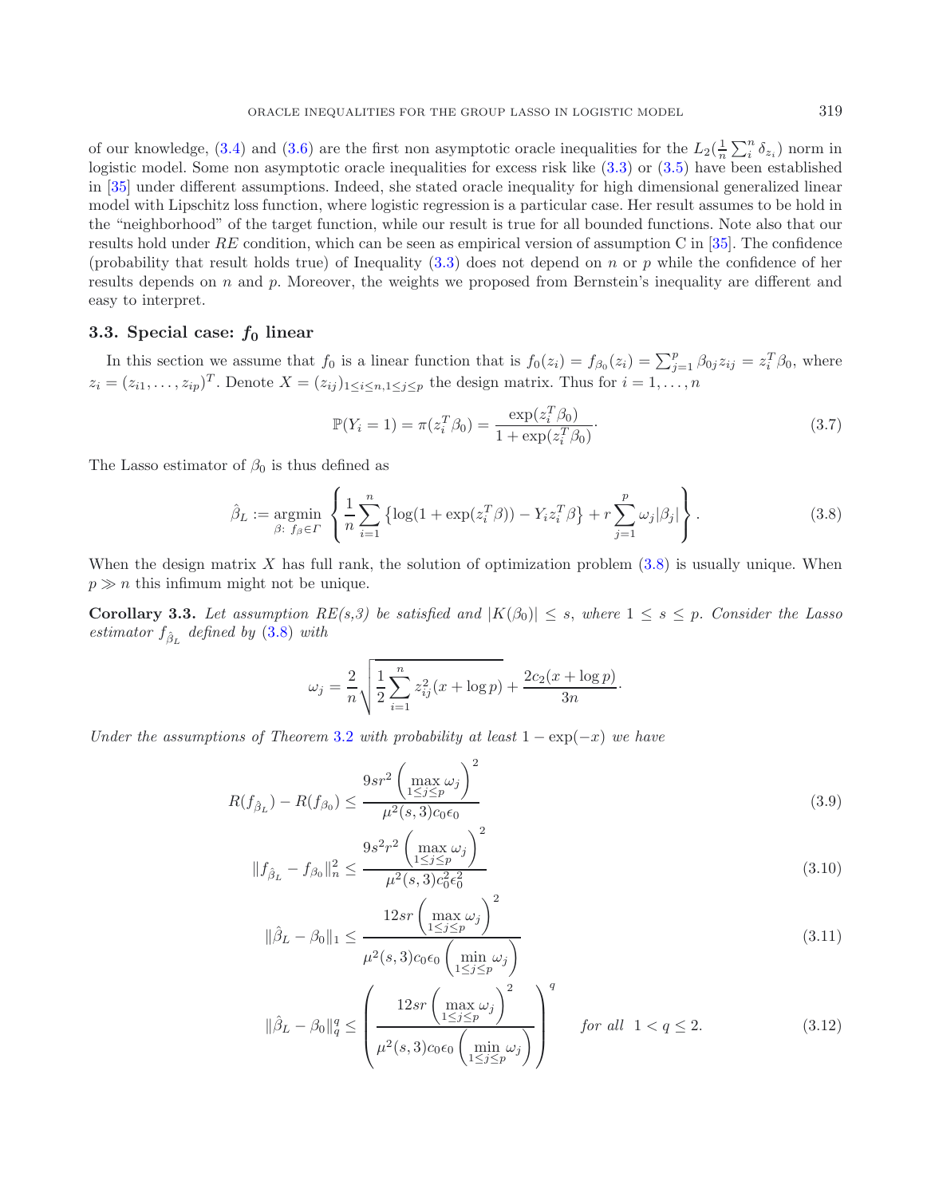of our knowledge, (3.4) and (3.6) are the first non asymptotic oracle inequalities for the $L_2(\frac{1}{n}\sum_i^n \delta_{z_i})$ norm in logistic model. Some non asymptotic oracle inequalities for excess risk like (3.3) or (3.5) have been established in [35] under different assumptions. Indeed, she stated oracle inequality for high dimensional generalized linear model with Lipschitz loss function, where logistic regression is a particular case. Her result assumes to be hold in the "neighborhood" of the target function, while our result is true for all bounded functions. Note also that our results hold under *RE* condition, which can be seen as empirical version of assumption C in [35]. The confidence (probability that result holds true) of Inequality (3.3) does not depend on $n$ or $p$ while the confidence of her results depends on $n$ and $p$. Moreover, the weights we proposed from Bernstein's inequality are different and easy to interpret.

### 3.3. Special case: $f_0$ linear

In this section we assume that $f_0$ is a linear function that is $f_0(z_i) = f_{\beta_0}(z_i) = \sum_{j=1}^p \beta_{0j} z_{ij} = z_i^T \beta_0$, where $z_i = (z_{i1}, \ldots, z_{ip})^T$. Denote $X = (z_{ij})_{1 \leq i \leq n, 1 \leq j \leq p}$ the design matrix. Thus for $i = 1, \ldots, n$

$$\mathbb{P}(Y_i = 1) = \pi(z_i^T \beta_0) = \frac{\exp(z_i^T \beta_0)}{1 + \exp(z_i^T \beta_0)}. \tag{3.7}$$

The Lasso estimator of $\beta_0$ is thus defined as

$$\hat{\beta}_L := \underset{\beta:\ f_\beta \in \Gamma}{\operatorname{argmin}} \left\{ \frac{1}{n} \sum_{i=1}^n \left\{ \log(1 + \exp(z_i^T \beta)) - Y_i z_i^T \beta \right\} + r \sum_{j=1}^p \omega_j |\beta_j| \right\}. \tag{3.8}$$

When the design matrix $X$ has full rank, the solution of optimization problem (3.8) is usually unique. When $p \gg n$ this infimum might not be unique.

**Corollary 3.3.** *Let assumption RE(s,3) be satisfied and $|K(\beta_0)| \leq s$, where $1 \leq s \leq p$. Consider the Lasso estimator $f_{\hat{\beta}_L}$ defined by (3.8) with*

$$\omega_j = \frac{2}{n} \sqrt{\frac{1}{2} \sum_{i=1}^n z_{ij}^2 (x + \log p)} + \frac{2c_2(x + \log p)}{3n}.$$

*Under the assumptions of Theorem 3.2 with probability at least $1 - \exp(-x)$ we have*

$$R(f_{\hat{\beta}_L}) - R(f_{\beta_0}) \leq \frac{9sr^2 \left( \max_{1 \leq j \leq p} \omega_j \right)^2}{\mu^2(s,3) c_0 \epsilon_0} \tag{3.9}$$

$$\|f_{\hat{\beta}_L} - f_{\beta_0}\|_n^2 \leq \frac{9s^2r^2 \left( \max_{1 \leq j \leq p} \omega_j \right)^2}{\mu^2(s,3) c_0^2 \epsilon_0^2} \tag{3.10}$$

$$\|\hat{\beta}_L - \beta_0\|_1 \leq \frac{12sr \left( \max_{1 \leq j \leq p} \omega_j \right)^2}{\mu^2(s,3) c_0 \epsilon_0 \left( \min_{1 \leq j \leq p} \omega_j \right)} \tag{3.11}$$

$$\|\hat{\beta}_L - \beta_0\|_q^q \leq \left( \frac{12sr \left( \max_{1 \leq j \leq p} \omega_j \right)^2}{\mu^2(s,3) c_0 \epsilon_0 \left( \min_{1 \leq j \leq p} \omega_j \right)} \right)^q \quad \text{for all } \ 1 < q \leq 2. \tag{3.12}$$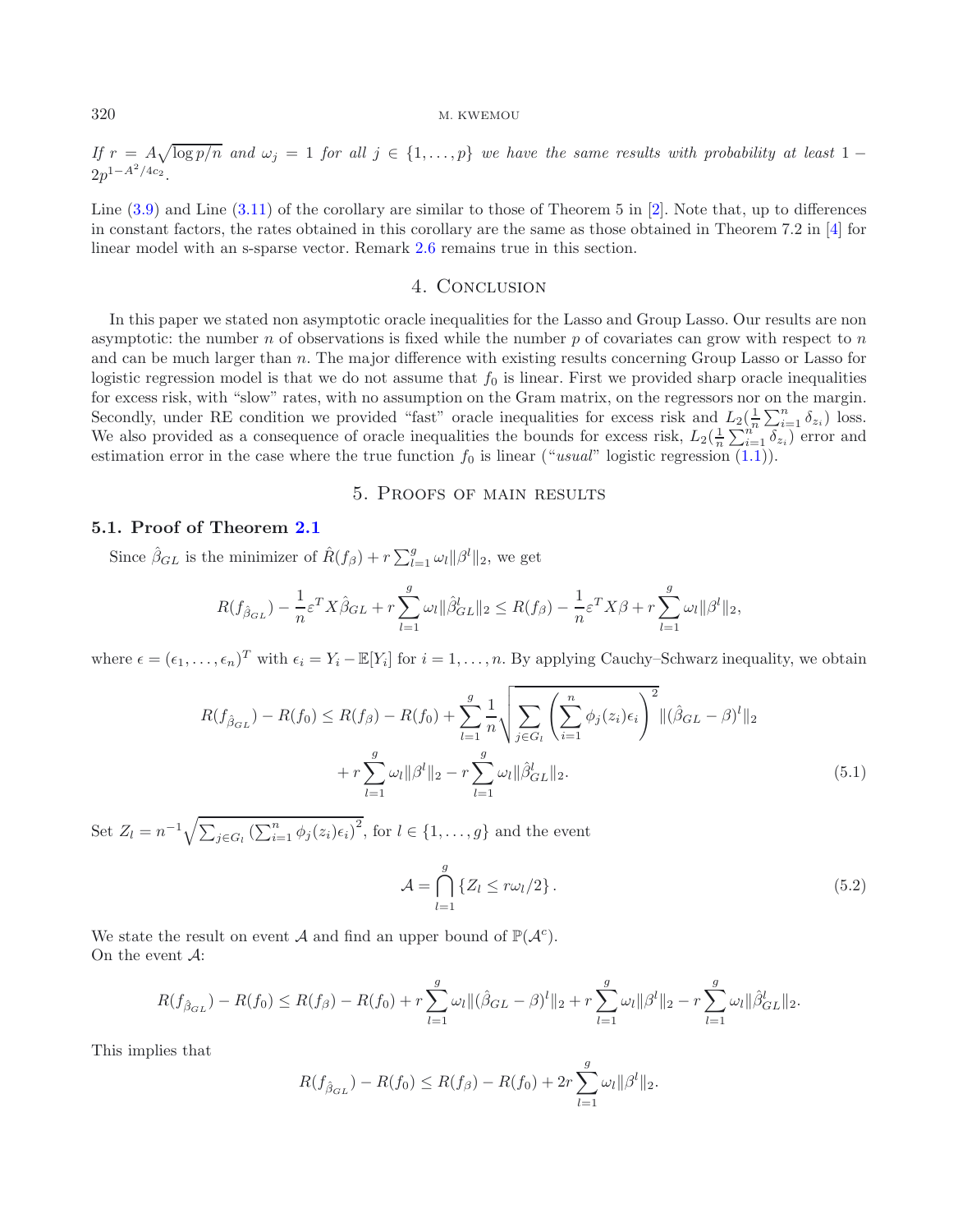*If* $r = A\sqrt{\log p/n}$ *and* $\omega_j = 1$ *for all* $j \in \{1, \ldots, p\}$ *we have the same results with probability at least* $1 - 2p^{1-A^2/4c_2}$.

Line (3.9) and Line (3.11) of the corollary are similar to those of Theorem 5 in [2]. Note that, up to differences in constant factors, the rates obtained in this corollary are the same as those obtained in Theorem 7.2 in [4] for linear model with an s-sparse vector. Remark 2.6 remains true in this section.

## 4. Conclusion

In this paper we stated non asymptotic oracle inequalities for the Lasso and Group Lasso. Our results are non asymptotic: the number $n$ of observations is fixed while the number $p$ of covariates can grow with respect to $n$ and can be much larger than $n$. The major difference with existing results concerning Group Lasso or Lasso for logistic regression model is that we do not assume that $f_0$ is linear. First we provided sharp oracle inequalities for excess risk, with "slow" rates, with no assumption on the Gram matrix, on the regressors nor on the margin. Secondly, under RE condition we provided "fast" oracle inequalities for excess risk and $L_2(\frac{1}{n}\sum_{i=1}^n \delta_{z_i})$ loss. We also provided as a consequence of oracle inequalities the bounds for excess risk, $L_2(\frac{1}{n}\sum_{i=1}^n \delta_{z_i})$ error and estimation error in the case where the true function $f_0$ is linear ("*usual*" logistic regression (1.1)).

## 5. Proofs of main results

### 5.1. Proof of Theorem 2.1

Since $\hat{\beta}_{GL}$ is the minimizer of $\hat{R}(f_\beta) + r\sum_{l=1}^g \omega_l \|\beta^l\|_2$, we get

$$R(f_{\hat{\beta}_{GL}}) - \frac{1}{n}\varepsilon^T X\hat{\beta}_{GL} + r\sum_{l=1}^g \omega_l \|\hat{\beta}_{GL}^l\|_2 \leq R(f_\beta) - \frac{1}{n}\varepsilon^T X\beta + r\sum_{l=1}^g \omega_l \|\beta^l\|_2,$$

where $\epsilon = (\epsilon_1, \ldots, \epsilon_n)^T$ with $\epsilon_i = Y_i - \mathbb{E}[Y_i]$ for $i = 1, \ldots, n$. By applying Cauchy–Schwarz inequality, we obtain

$$\begin{aligned} R(f_{\hat{\beta}_{GL}}) - R(f_0) \leq\; & R(f_\beta) - R(f_0) + \sum_{l=1}^g \frac{1}{n}\sqrt{\sum_{j\in G_l}\left(\sum_{i=1}^n \phi_j(z_i)\epsilon_i\right)^2}\, \|(\hat{\beta}_{GL} - \beta)^l\|_2 \\ & + r\sum_{l=1}^g \omega_l \|\beta^l\|_2 - r\sum_{l=1}^g \omega_l \|\hat{\beta}_{GL}^l\|_2. \end{aligned} \tag{5.1}$$

Set $Z_l = n^{-1}\sqrt{\sum_{j\in G_l}\left(\sum_{i=1}^n \phi_j(z_i)\epsilon_i\right)^2}$, for $l \in \{1, \ldots, g\}$ and the event

$$\mathcal{A} = \bigcap_{l=1}^g \{Z_l \leq r\omega_l/2\}. \tag{5.2}$$

We state the result on event $\mathcal{A}$ and find an upper bound of $\mathbb{P}(\mathcal{A}^c)$.
On the event $\mathcal{A}$:

$$R(f_{\hat{\beta}_{GL}}) - R(f_0) \leq R(f_\beta) - R(f_0) + r\sum_{l=1}^g \omega_l \|(\hat{\beta}_{GL} - \beta)^l\|_2 + r\sum_{l=1}^g \omega_l \|\beta^l\|_2 - r\sum_{l=1}^g \omega_l \|\hat{\beta}_{GL}^l\|_2.$$

This implies that

$$R(f_{\hat{\beta}_{GL}}) - R(f_0) \leq R(f_\beta) - R(f_0) + 2r\sum_{l=1}^g \omega_l \|\beta^l\|_2.$$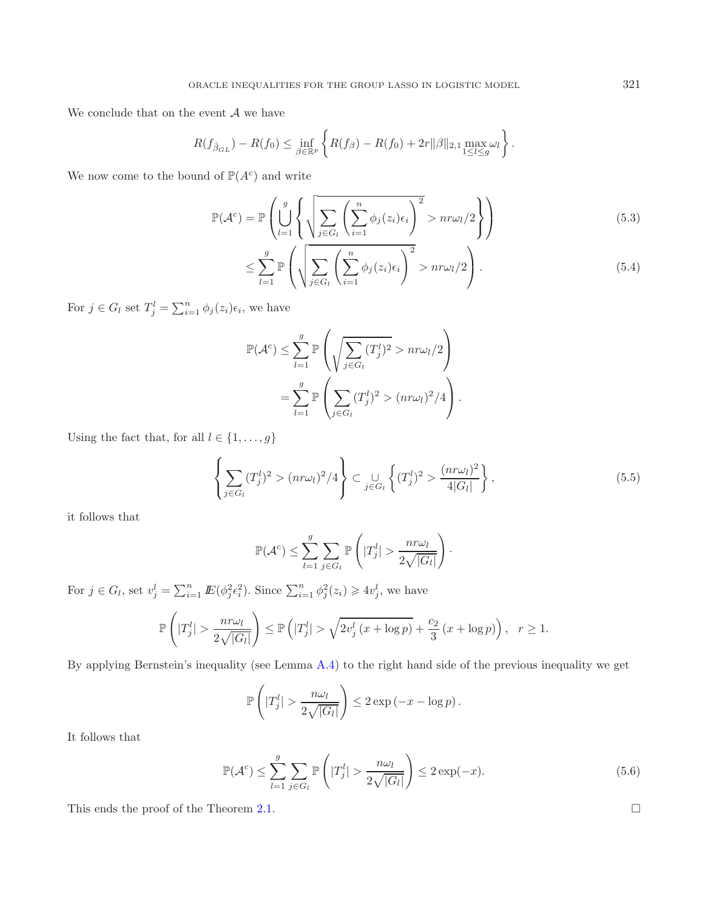We conclude that on the event $\mathcal{A}$ we have

$$R(f_{\hat{\beta}_{GL}}) - R(f_0) \leq \inf_{\beta \in \mathbb{R}^p} \left\{ R(f_\beta) - R(f_0) + 2r\|\beta\|_{2,1} \max_{1 \leq l \leq g} \omega_l \right\}.$$

We now come to the bound of $\mathbb{P}(A^c)$ and write

$$\mathbb{P}(\mathcal{A}^c) = \mathbb{P}\left( \bigcup_{l=1}^{g} \left\{ \sqrt{\sum_{j \in G_l} \left( \sum_{i=1}^{n} \phi_j(z_i)\epsilon_i \right)^2} > nr\omega_l/2 \right\} \right) \tag{5.3}$$

$$\leq \sum_{l=1}^{g} \mathbb{P}\left( \sqrt{\sum_{j \in G_l} \left( \sum_{i=1}^{n} \phi_j(z_i)\epsilon_i \right)^2} > nr\omega_l/2 \right). \tag{5.4}$$

For $j \in G_l$ set $T_j^l = \sum_{i=1}^n \phi_j(z_i)\epsilon_i$, we have

$$\mathbb{P}(\mathcal{A}^c) \leq \sum_{l=1}^{g} \mathbb{P}\left( \sqrt{\sum_{j \in G_l} (T_j^l)^2} > nr\omega_l/2 \right)$$

$$= \sum_{l=1}^{g} \mathbb{P}\left( \sum_{j \in G_l} (T_j^l)^2 > (nr\omega_l)^2/4 \right).$$

Using the fact that, for all $l \in \{1, \ldots, g\}$

$$\left\{ \sum_{j \in G_l} (T_j^l)^2 > (nr\omega_l)^2/4 \right\} \subset \underset{j \in G_l}{\cup} \left\{ (T_j^l)^2 > \frac{(nr\omega_l)^2}{4|G_l|} \right\}, \tag{5.5}$$

it follows that

$$\mathbb{P}(\mathcal{A}^c) \leq \sum_{l=1}^{g} \sum_{j \in G_l} \mathbb{P}\left( |T_j^l| > \frac{nr\omega_l}{2\sqrt{|G_l|}} \right).$$

For $j \in G_l$, set $v_j^l = \sum_{i=1}^n \mathbb{E}(\phi_j^2 \epsilon_i^2)$. Since $\sum_{i=1}^n \phi_j^2(z_i) \geqslant 4v_j^l$, we have

$$\mathbb{P}\left( |T_j^l| > \frac{nr\omega_l}{2\sqrt{|G_l|}} \right) \leq \mathbb{P}\left( |T_j^l| > \sqrt{2v_j^l\,(x + \log p)} + \frac{c_2}{3}\,(x + \log p) \right), \quad r \geq 1.$$

By applying Bernstein's inequality (see Lemma A.4) to the right hand side of the previous inequality we get

$$\mathbb{P}\left( |T_j^l| > \frac{n\omega_l}{2\sqrt{|G_l|}} \right) \leq 2\exp\left(-x - \log p\right).$$

It follows that

$$\mathbb{P}(\mathcal{A}^c) \leq \sum_{l=1}^{g} \sum_{j \in G_l} \mathbb{P}\left( |T_j^l| > \frac{n\omega_l}{2\sqrt{|G_l|}} \right) \leq 2\exp(-x). \tag{5.6}$$

This ends the proof of the Theorem 2.1. □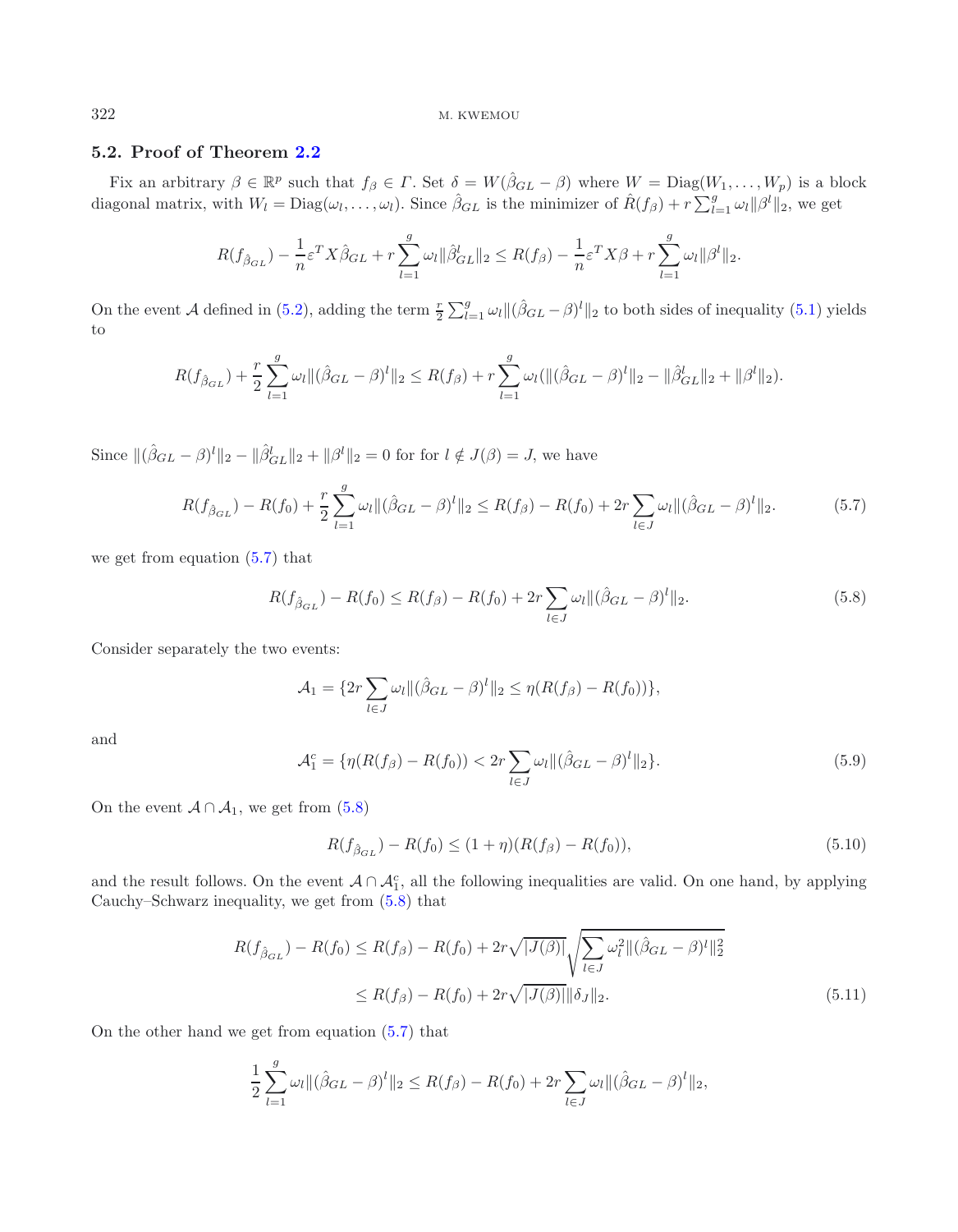### 5.2. Proof of Theorem 2.2

Fix an arbitrary $\beta \in \mathbb{R}^p$ such that $f_\beta \in \Gamma$. Set $\delta = W(\hat{\beta}_{GL} - \beta)$ where $W = \text{Diag}(W_1, \ldots, W_p)$ is a block diagonal matrix, with $W_l = \text{Diag}(\omega_l, \ldots, \omega_l)$. Since $\hat{\beta}_{GL}$ is the minimizer of $\hat{R}(f_\beta) + r\sum_{l=1}^{g} \omega_l \|\beta^l\|_2$, we get

$$R(f_{\hat{\beta}_{GL}}) - \frac{1}{n}\varepsilon^T X \hat{\beta}_{GL} + r\sum_{l=1}^{g} \omega_l \|\hat{\beta}_{GL}^l\|_2 \leq R(f_\beta) - \frac{1}{n}\varepsilon^T X\beta + r\sum_{l=1}^{g} \omega_l \|\beta^l\|_2.$$

On the event $\mathcal{A}$ defined in (5.2), adding the term $\frac{r}{2}\sum_{l=1}^{g} \omega_l \|(\hat{\beta}_{GL} - \beta)^l\|_2$ to both sides of inequality (5.1) yields to

$$R(f_{\hat{\beta}_{GL}}) + \frac{r}{2}\sum_{l=1}^{g} \omega_l \|(\hat{\beta}_{GL} - \beta)^l\|_2 \leq R(f_\beta) + r\sum_{l=1}^{g} \omega_l (\|(\hat{\beta}_{GL} - \beta)^l\|_2 - \|\hat{\beta}_{GL}^l\|_2 + \|\beta^l\|_2).$$

Since $\|(\hat{\beta}_{GL} - \beta)^l\|_2 - \|\hat{\beta}_{GL}^l\|_2 + \|\beta^l\|_2 = 0$ for for $l \notin J(\beta) = J$, we have

$$R(f_{\hat{\beta}_{GL}}) - R(f_0) + \frac{r}{2}\sum_{l=1}^{g} \omega_l \|(\hat{\beta}_{GL} - \beta)^l\|_2 \leq R(f_\beta) - R(f_0) + 2r\sum_{l\in J} \omega_l \|(\hat{\beta}_{GL} - \beta)^l\|_2. \tag{5.7}$$

we get from equation (5.7) that

$$R(f_{\hat{\beta}_{GL}}) - R(f_0) \leq R(f_\beta) - R(f_0) + 2r\sum_{l\in J} \omega_l \|(\hat{\beta}_{GL} - \beta)^l\|_2. \tag{5.8}$$

Consider separately the two events:

$$\mathcal{A}_1 = \{2r\sum_{l\in J} \omega_l \|(\hat{\beta}_{GL} - \beta)^l\|_2 \leq \eta(R(f_\beta) - R(f_0))\},$$

and

$$\mathcal{A}_1^c = \{\eta(R(f_\beta) - R(f_0)) < 2r\sum_{l\in J} \omega_l \|(\hat{\beta}_{GL} - \beta)^l\|_2\}. \tag{5.9}$$

On the event $\mathcal{A} \cap \mathcal{A}_1$, we get from (5.8)

$$R(f_{\hat{\beta}_{GL}}) - R(f_0) \leq (1 + \eta)(R(f_\beta) - R(f_0)), \tag{5.10}$$

and the result follows. On the event $\mathcal{A} \cap \mathcal{A}_1^c$, all the following inequalities are valid. On one hand, by applying Cauchy–Schwarz inequality, we get from (5.8) that

$$\begin{aligned}
R(f_{\hat{\beta}_{GL}}) - R(f_0) &\leq R(f_\beta) - R(f_0) + 2r\sqrt{|J(\beta)|}\sqrt{\sum_{l\in J} \omega_l^2 \|(\hat{\beta}_{GL} - \beta)^l\|_2^2} \\
&\leq R(f_\beta) - R(f_0) + 2r\sqrt{|J(\beta)|}\|\delta_J\|_2.
\end{aligned} \tag{5.11}$$

On the other hand we get from equation (5.7) that

$$\frac{1}{2}\sum_{l=1}^{g} \omega_l \|(\hat{\beta}_{GL} - \beta)^l\|_2 \leq R(f_\beta) - R(f_0) + 2r\sum_{l\in J} \omega_l \|(\hat{\beta}_{GL} - \beta)^l\|_2,$$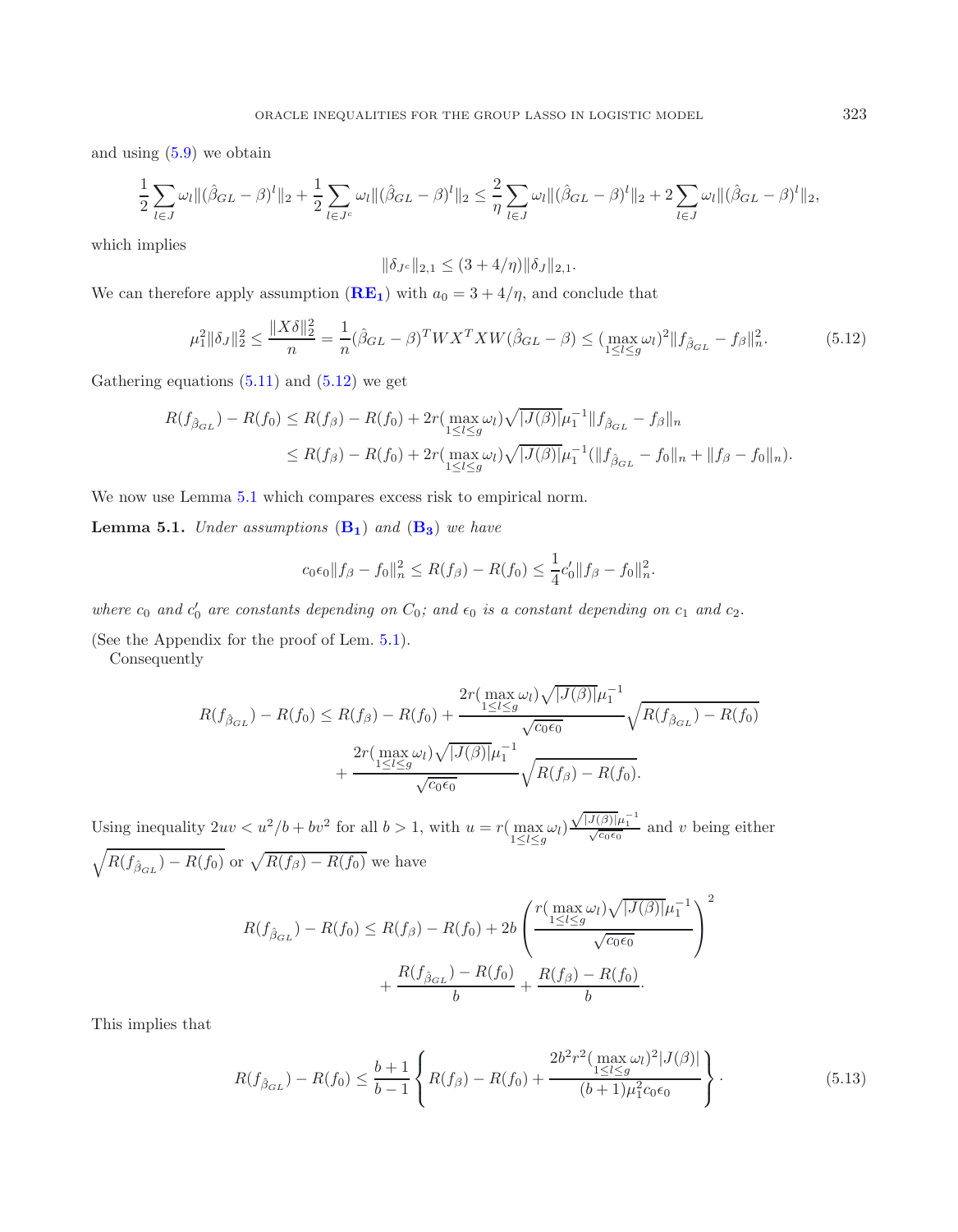and using (5.9) we obtain

$$\frac{1}{2}\sum_{l\in J}\omega_l\|(\hat{\beta}_{GL}-\beta)^l\|_2+\frac{1}{2}\sum_{l\in J^c}\omega_l\|(\hat{\beta}_{GL}-\beta)^l\|_2\leq\frac{2}{\eta}\sum_{l\in J}\omega_l\|(\hat{\beta}_{GL}-\beta)^l\|_2+2\sum_{l\in J}\omega_l\|(\hat{\beta}_{GL}-\beta)^l\|_2,$$

which implies

$$\|\delta_{J^c}\|_{2,1}\leq(3+4/\eta)\|\delta_J\|_{2,1}.$$

We can therefore apply assumption (**RE₁**) with $a_0=3+4/\eta$, and conclude that

$$\mu_1^2\|\delta_J\|_2^2\leq\frac{\|X\delta\|_2^2}{n}=\frac{1}{n}(\hat{\beta}_{GL}-\beta)^TWX^TXW(\hat{\beta}_{GL}-\beta)\leq(\max_{1\leq l\leq g}\omega_l)^2\|f_{\hat{\beta}_{GL}}-f_\beta\|_n^2. \tag{5.12}$$

Gathering equations (5.11) and (5.12) we get

$$\begin{aligned}R(f_{\hat{\beta}_{GL}})-R(f_0)&\leq R(f_\beta)-R(f_0)+2r(\max_{1\leq l\leq g}\omega_l)\sqrt{|J(\beta)|}\mu_1^{-1}\|f_{\hat{\beta}_{GL}}-f_\beta\|_n\\&\leq R(f_\beta)-R(f_0)+2r(\max_{1\leq l\leq g}\omega_l)\sqrt{|J(\beta)|}\mu_1^{-1}(\|f_{\hat{\beta}_{GL}}-f_0\|_n+\|f_\beta-f_0\|_n).\end{aligned}$$

We now use Lemma 5.1 which compares excess risk to empirical norm.

**Lemma 5.1.** *Under assumptions* (**B₁**) *and* (**B₃**) *we have*

$$c_0\epsilon_0\|f_\beta-f_0\|_n^2\leq R(f_\beta)-R(f_0)\leq\frac{1}{4}c_0'\|f_\beta-f_0\|_n^2.$$

*where $c_0$ and $c_0'$ are constants depending on $C_0$; and $\epsilon_0$ is a constant depending on $c_1$ and $c_2$.*

(See the Appendix for the proof of Lem. 5.1).

Consequently

$$\begin{aligned}R(f_{\hat{\beta}_{GL}})-R(f_0)\leq R(f_\beta)-R(f_0)&+\frac{2r(\max_{1\leq l\leq g}\omega_l)\sqrt{|J(\beta)|}\mu_1^{-1}}{\sqrt{c_0\epsilon_0}}\sqrt{R(f_{\hat{\beta}_{GL}})-R(f_0)}\\&+\frac{2r(\max_{1\leq l\leq g}\omega_l)\sqrt{|J(\beta)|}\mu_1^{-1}}{\sqrt{c_0\epsilon_0}}\sqrt{R(f_\beta)-R(f_0)}.\end{aligned}$$

Using inequality $2uv<u^2/b+bv^2$ for all $b>1$, with $u=r(\max_{1\leq l\leq g}\omega_l)\frac{\sqrt{|J(\beta)|}\mu_1^{-1}}{\sqrt{c_0\epsilon_0}}$ and $v$ being either $\sqrt{R(f_{\hat{\beta}_{GL}})-R(f_0)}$ or $\sqrt{R(f_\beta)-R(f_0)}$ we have

$$\begin{aligned}R(f_{\hat{\beta}_{GL}})-R(f_0)\leq R(f_\beta)-R(f_0)&+2b\left(\frac{r(\max_{1\leq l\leq g}\omega_l)\sqrt{|J(\beta)|}\mu_1^{-1}}{\sqrt{c_0\epsilon_0}}\right)^2\\&+\frac{R(f_{\hat{\beta}_{GL}})-R(f_0)}{b}+\frac{R(f_\beta)-R(f_0)}{b}.\end{aligned}$$

This implies that

$$R(f_{\hat{\beta}_{GL}})-R(f_0)\leq\frac{b+1}{b-1}\left\{R(f_\beta)-R(f_0)+\frac{2b^2r^2(\max_{1\leq l\leq g}\omega_l)^2|J(\beta)|}{(b+1)\mu_1^2c_0\epsilon_0}\right\}. \tag{5.13}$$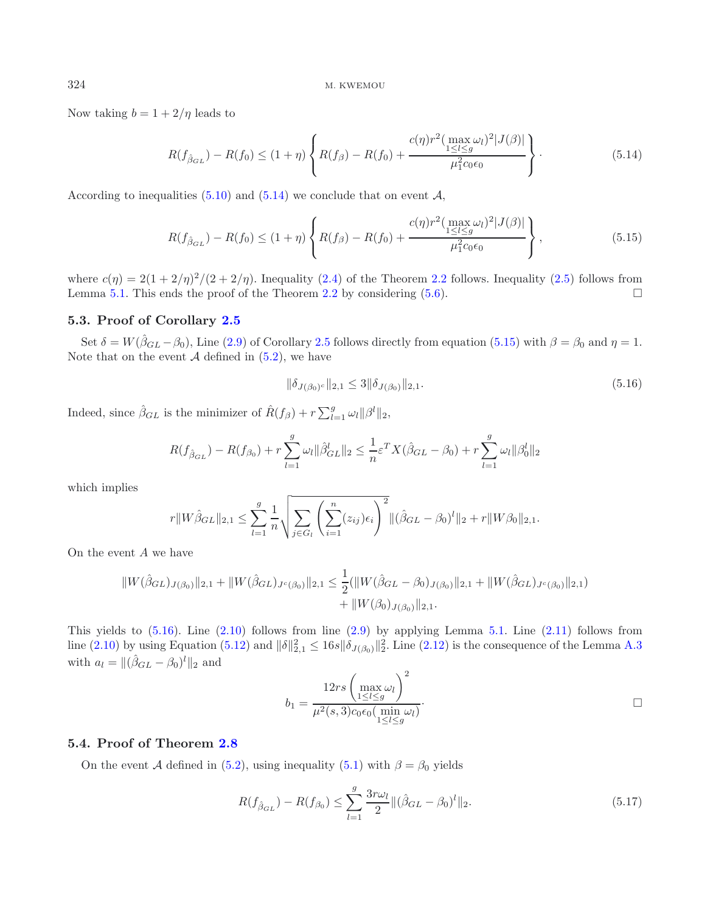Now taking $b = 1 + 2/\eta$ leads to

$$R(f_{\hat{\beta}_{GL}}) - R(f_0) \leq (1+\eta)\left\{R(f_\beta) - R(f_0) + \frac{c(\eta)r^2(\max\limits_{1\leq l\leq g}\omega_l)^2|J(\beta)|}{\mu_1^2 c_0\epsilon_0}\right\}. \tag{5.14}$$

According to inequalities (5.10) and (5.14) we conclude that on event $\mathcal{A}$,

$$R(f_{\hat{\beta}_{GL}}) - R(f_0) \leq (1+\eta)\left\{R(f_\beta) - R(f_0) + \frac{c(\eta)r^2(\max\limits_{1\leq l\leq g}\omega_l)^2|J(\beta)|}{\mu_1^2 c_0\epsilon_0}\right\}, \tag{5.15}$$

where $c(\eta) = 2(1+2/\eta)^2/(2+2/\eta)$. Inequality (2.4) of the Theorem 2.2 follows. Inequality (2.5) follows from Lemma 5.1. This ends the proof of the Theorem 2.2 by considering (5.6). □

### 5.3. Proof of Corollary 2.5

Set $\delta = W(\hat{\beta}_{GL} - \beta_0)$, Line (2.9) of Corollary 2.5 follows directly from equation (5.15) with $\beta = \beta_0$ and $\eta = 1$. Note that on the event $\mathcal{A}$ defined in (5.2), we have

$$\|\delta_{J(\beta_0)^c}\|_{2,1} \leq 3\|\delta_{J(\beta_0)}\|_{2,1}. \tag{5.16}$$

Indeed, since $\hat{\beta}_{GL}$ is the minimizer of $\hat{R}(f_\beta) + r\sum_{l=1}^g \omega_l\|\beta^l\|_2$,

$$R(f_{\hat{\beta}_{GL}}) - R(f_{\beta_0}) + r\sum_{l=1}^g \omega_l\|\hat{\beta}_{GL}^l\|_2 \leq \frac{1}{n}\varepsilon^T X(\hat{\beta}_{GL} - \beta_0) + r\sum_{l=1}^g \omega_l\|\beta_0^l\|_2$$

which implies

$$r\|W\hat{\beta}_{GL}\|_{2,1} \leq \sum_{l=1}^g \frac{1}{n}\sqrt{\sum_{j\in G_l}\left(\sum_{i=1}^n (z_{ij})\epsilon_i\right)^2}\,\|(\hat{\beta}_{GL} - \beta_0)^l\|_2 + r\|W\beta_0\|_{2,1}.$$

On the event $A$ we have

$$\begin{aligned}\|W(\hat{\beta}_{GL})_{J(\beta_0)}\|_{2,1} + \|W(\hat{\beta}_{GL})_{J^c(\beta_0)}\|_{2,1} \leq \frac{1}{2}(&\|W(\hat{\beta}_{GL} - \beta_0)_{J(\beta_0)}\|_{2,1} + \|W(\hat{\beta}_{GL})_{J^c(\beta_0)}\|_{2,1}) \\ &+ \|W(\beta_0)_{J(\beta_0)}\|_{2,1}.\end{aligned}$$

This yields to (5.16). Line (2.10) follows from line (2.9) by applying Lemma 5.1. Line (2.11) follows from line (2.10) by using Equation (5.12) and $\|\delta\|_{2,1}^2 \leq 16s\|\delta_{J(\beta_0)}\|_2^2$. Line (2.12) is the consequence of the Lemma A.3 with $a_l = \|(\hat{\beta}_{GL} - \beta_0)^l\|_2$ and

$$b_1 = \frac{12rs\left(\max\limits_{1\leq l\leq g}\omega_l\right)^2}{\mu^2(s,3)c_0\epsilon_0(\min\limits_{1\leq l\leq g}\omega_l)}.$$

□

### 5.4. Proof of Theorem 2.8

On the event $\mathcal{A}$ defined in (5.2), using inequality (5.1) with $\beta = \beta_0$ yields

$$R(f_{\hat{\beta}_{GL}}) - R(f_{\beta_0}) \leq \sum_{l=1}^g \frac{3r\omega_l}{2}\|(\hat{\beta}_{GL} - \beta_0)^l\|_2. \tag{5.17}$$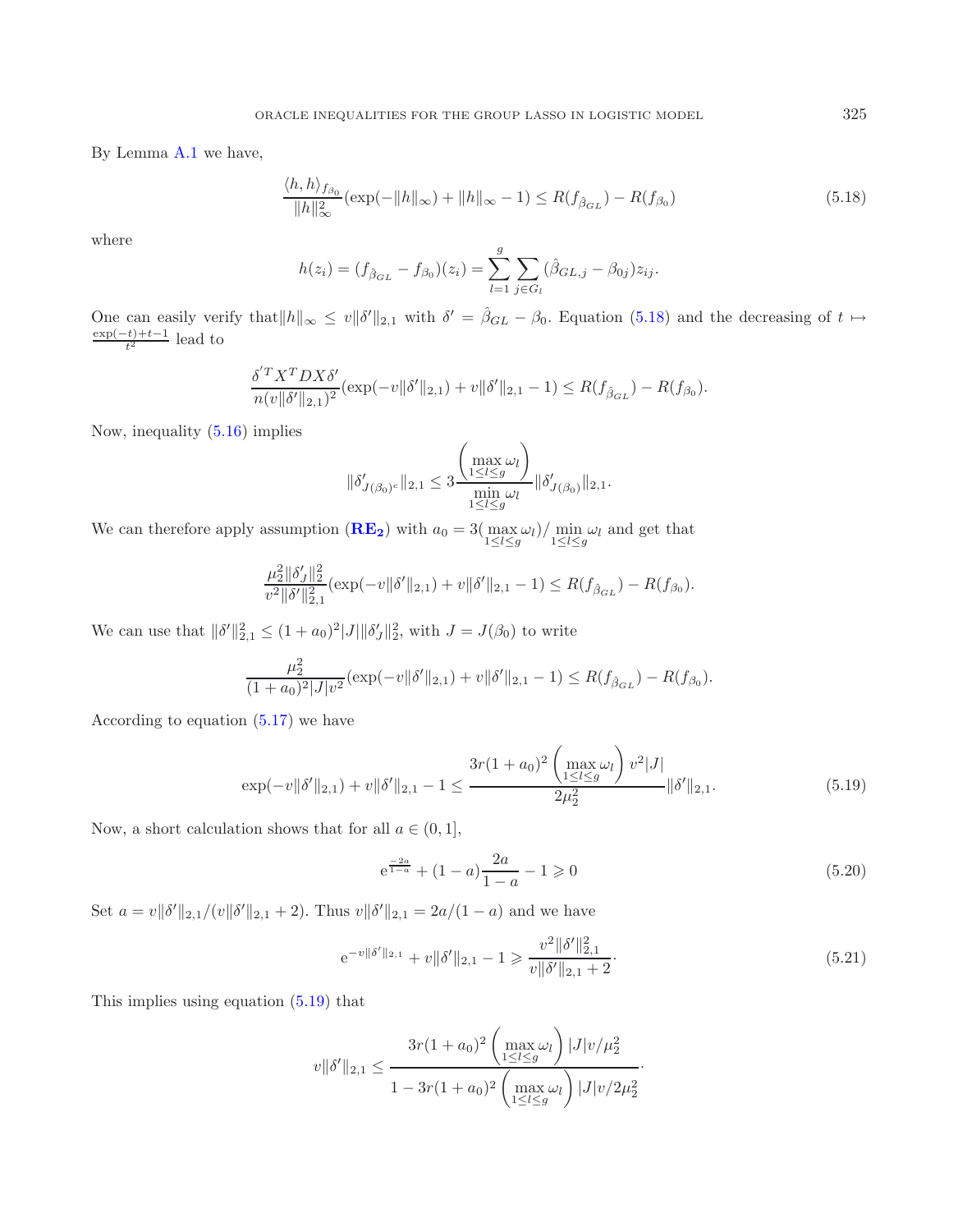By Lemma A.1 we have,

$$\frac{\langle h, h\rangle_{f_{\beta_0}}}{\|h\|_\infty^2}(\exp(-\|h\|_\infty) + \|h\|_\infty - 1) \leq R(f_{\hat{\beta}_{GL}}) - R(f_{\beta_0}) \tag{5.18}$$

where

$$h(z_i) = (f_{\hat{\beta}_{GL}} - f_{\beta_0})(z_i) = \sum_{l=1}^{g}\sum_{j\in G_l}(\hat{\beta}_{GL,j} - \beta_{0j})z_{ij}.$$

One can easily verify that $\|h\|_\infty \leq v\|\delta'\|_{2,1}$ with $\delta' = \hat{\beta}_{GL} - \beta_0$. Equation (5.18) and the decreasing of $t \mapsto \frac{\exp(-t)+t-1}{t^2}$ lead to

$$\frac{\delta'^T X^T D X \delta'}{n(v\|\delta'\|_{2,1})^2}(\exp(-v\|\delta'\|_{2,1}) + v\|\delta'\|_{2,1} - 1) \leq R(f_{\hat{\beta}_{GL}}) - R(f_{\beta_0}).$$

Now, inequality (5.16) implies

$$\|\delta'_{J(\beta_0)^c}\|_{2,1} \leq 3\frac{\left(\max\limits_{1\leq l\leq g}\omega_l\right)}{\min\limits_{1\leq l\leq g}\omega_l}\|\delta'_{J(\beta_0)}\|_{2,1}.$$

We can therefore apply assumption ($\mathbf{RE_2}$) with $a_0 = 3(\max\limits_{1\leq l\leq g}\omega_l)/\min\limits_{1\leq l\leq g}\omega_l$ and get that

$$\frac{\mu_2^2\|\delta'_J\|_2^2}{v^2\|\delta'\|_{2,1}^2}(\exp(-v\|\delta'\|_{2,1}) + v\|\delta'\|_{2,1} - 1) \leq R(f_{\hat{\beta}_{GL}}) - R(f_{\beta_0}).$$

We can use that $\|\delta'\|_{2,1}^2 \leq (1+a_0)^2|J|\|\delta'_J\|_2^2$, with $J = J(\beta_0)$ to write

$$\frac{\mu_2^2}{(1+a_0)^2|J|v^2}(\exp(-v\|\delta'\|_{2,1}) + v\|\delta'\|_{2,1} - 1) \leq R(f_{\hat{\beta}_{GL}}) - R(f_{\beta_0}).$$

According to equation (5.17) we have

$$\exp(-v\|\delta'\|_{2,1}) + v\|\delta'\|_{2,1} - 1 \leq \frac{3r(1+a_0)^2\left(\max\limits_{1\leq l\leq g}\omega_l\right)v^2|J|}{2\mu_2^2}\|\delta'\|_{2,1}. \tag{5.19}$$

Now, a short calculation shows that for all $a \in (0,1]$,

$$\mathrm{e}^{\frac{-2a}{1-a}} + (1-a)\frac{2a}{1-a} - 1 \geqslant 0 \tag{5.20}$$

Set $a = v\|\delta'\|_{2,1}/(v\|\delta'\|_{2,1}+2)$. Thus $v\|\delta'\|_{2,1} = 2a/(1-a)$ and we have

$$\mathrm{e}^{-v\|\delta'\|_{2,1}} + v\|\delta'\|_{2,1} - 1 \geqslant \frac{v^2\|\delta'\|_{2,1}^2}{v\|\delta'\|_{2,1}+2}. \tag{5.21}$$

This implies using equation (5.19) that

$$v\|\delta'\|_{2,1} \leq \frac{3r(1+a_0)^2\left(\max\limits_{1\leq l\leq g}\omega_l\right)|J|v/\mu_2^2}{1 - 3r(1+a_0)^2\left(\max\limits_{1\leq l\leq g}\omega_l\right)|J|v/2\mu_2^2}.$$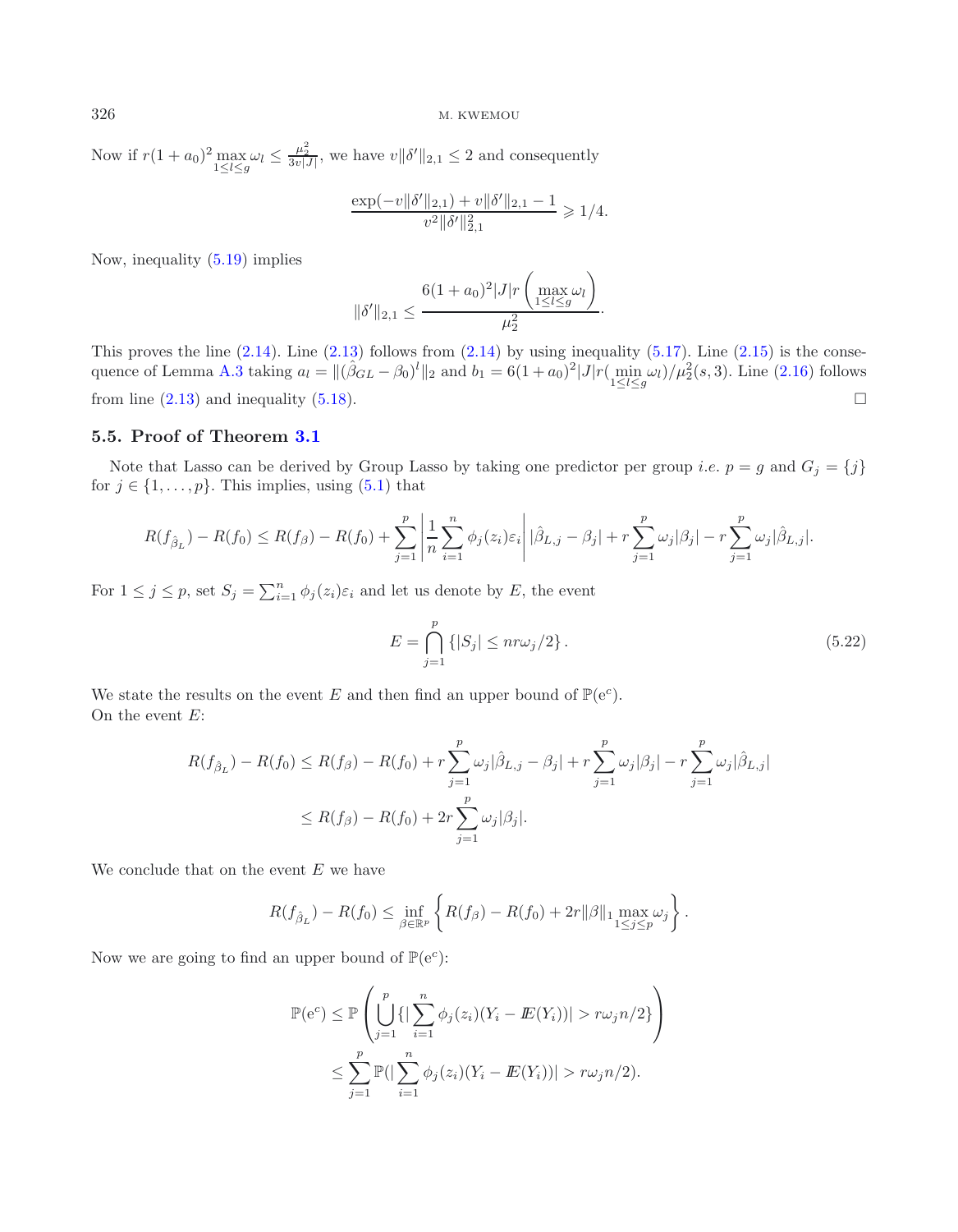Now if $r(1+a_0)^2 \max_{1\leq l\leq g} \omega_l \leq \frac{\mu_2^2}{3v|J|}$, we have $v\|\delta'\|_{2,1} \leq 2$ and consequently

$$\frac{\exp(-v\|\delta'\|_{2,1}) + v\|\delta'\|_{2,1} - 1}{v^2\|\delta'\|_{2,1}^2} \geqslant 1/4.$$

Now, inequality (5.19) implies

$$\|\delta'\|_{2,1} \leq \frac{6(1+a_0)^2|J|r\left(\max_{1\leq l\leq g} \omega_l\right)}{\mu_2^2}.$$

This proves the line (2.14). Line (2.13) follows from (2.14) by using inequality (5.17). Line (2.15) is the consequence of Lemma A.3 taking $a_l = \|(\hat{\beta}_{GL} - \beta_0)^l\|_2$ and $b_1 = 6(1+a_0)^2|J|r(\min_{1\leq l\leq g} \omega_l)/\mu_2^2(s,3)$. Line (2.16) follows from line (2.13) and inequality (5.18). $\square$

### 5.5. Proof of Theorem 3.1

Note that Lasso can be derived by Group Lasso by taking one predictor per group *i.e.* $p = g$ and $G_j = \{j\}$ for $j \in \{1, \ldots, p\}$. This implies, using (5.1) that

$$R(f_{\hat{\beta}_L}) - R(f_0) \leq R(f_\beta) - R(f_0) + \sum_{j=1}^{p} \left| \frac{1}{n} \sum_{i=1}^{n} \phi_j(z_i)\varepsilon_i \right| |\hat{\beta}_{L,j} - \beta_j| + r\sum_{j=1}^{p} \omega_j|\beta_j| - r\sum_{j=1}^{p} \omega_j|\hat{\beta}_{L,j}|.$$

For $1 \leq j \leq p$, set $S_j = \sum_{i=1}^{n} \phi_j(z_i)\varepsilon_i$ and let us denote by $E$, the event

$$E = \bigcap_{j=1}^{p} \{|S_j| \leq nr\omega_j/2\}. \tag{5.22}$$

We state the results on the event $E$ and then find an upper bound of $\mathbb{P}(e^c)$.
On the event $E$:

$$\begin{aligned}
R(f_{\hat{\beta}_L}) - R(f_0) &\leq R(f_\beta) - R(f_0) + r\sum_{j=1}^{p} \omega_j|\hat{\beta}_{L,j} - \beta_j| + r\sum_{j=1}^{p} \omega_j|\beta_j| - r\sum_{j=1}^{p} \omega_j|\hat{\beta}_{L,j}| \\
&\leq R(f_\beta) - R(f_0) + 2r\sum_{j=1}^{p} \omega_j|\beta_j|.
\end{aligned}$$

We conclude that on the event $E$ we have

$$R(f_{\hat{\beta}_L}) - R(f_0) \leq \inf_{\beta\in\mathbb{R}^p} \left\{ R(f_\beta) - R(f_0) + 2r\|\beta\|_1 \max_{1\leq j\leq p} \omega_j \right\}.$$

Now we are going to find an upper bound of $\mathbb{P}(e^c)$:

$$\begin{aligned}
\mathbb{P}(e^c) &\leq \mathbb{P}\left( \bigcup_{j=1}^{p} \{|\sum_{i=1}^{n} \phi_j(z_i)(Y_i - \mathbb{E}(Y_i))| > r\omega_j n/2\} \right) \\
&\leq \sum_{j=1}^{p} \mathbb{P}(|\sum_{i=1}^{n} \phi_j(z_i)(Y_i - \mathbb{E}(Y_i))| > r\omega_j n/2).
\end{aligned}$$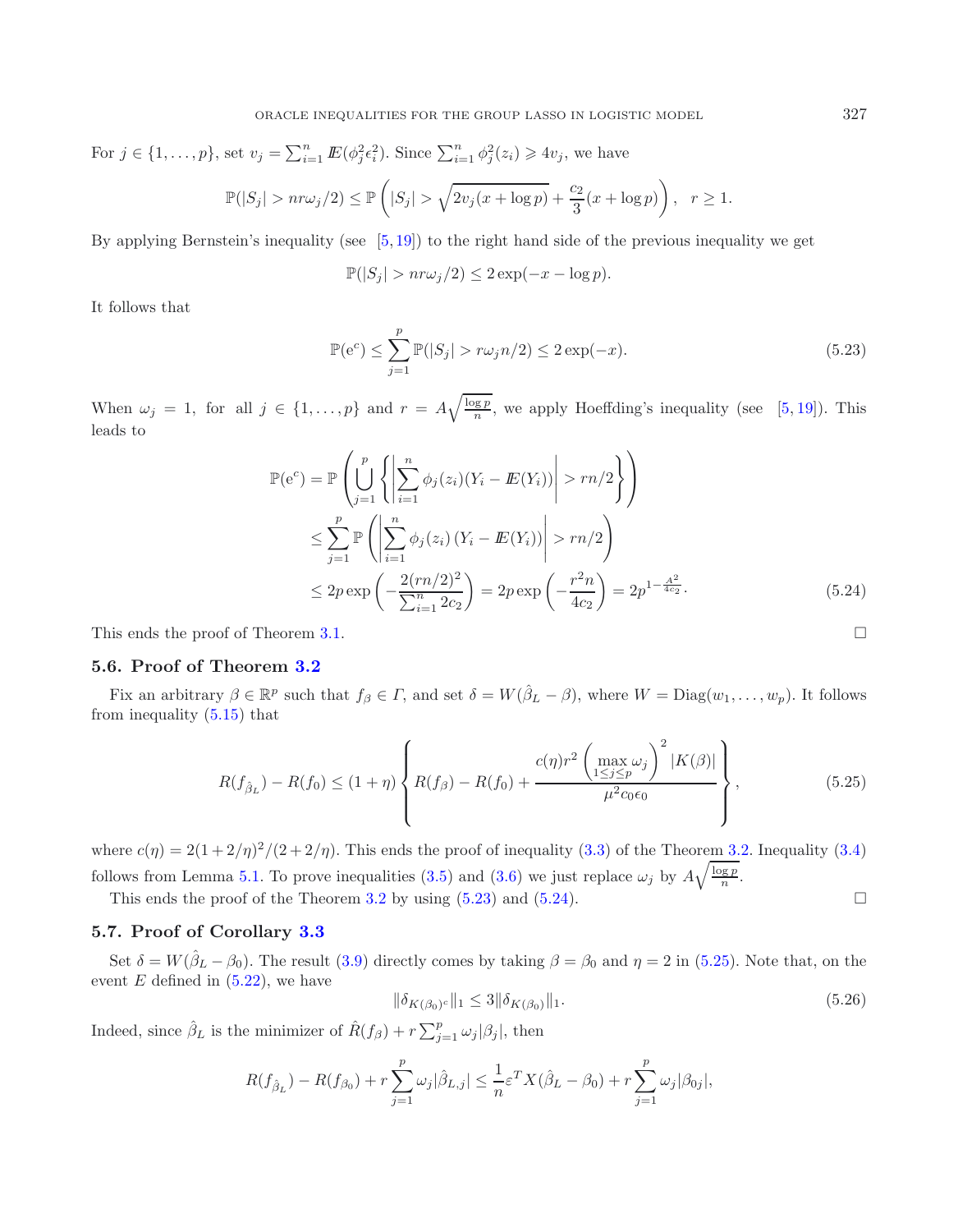For $j \in \{1, \ldots, p\}$, set $v_j = \sum_{i=1}^n \mathbb{E}(\phi_j^2 \epsilon_i^2)$. Since $\sum_{i=1}^n \phi_j^2(z_i) \geqslant 4v_j$, we have

$$\mathbb{P}(|S_j| > nr\omega_j/2) \leq \mathbb{P}\left(|S_j| > \sqrt{2v_j(x + \log p)} + \frac{c_2}{3}(x + \log p)\right), \quad r \geq 1.$$

By applying Bernstein's inequality (see [5, 19]) to the right hand side of the previous inequality we get

$$\mathbb{P}(|S_j| > nr\omega_j/2) \leq 2\exp(-x - \log p).$$

It follows that

$$\mathbb{P}(\mathrm{e}^c) \leq \sum_{j=1}^p \mathbb{P}(|S_j| > r\omega_j n/2) \leq 2\exp(-x). \tag{5.23}$$

When $\omega_j = 1$, for all $j \in \{1, \ldots, p\}$ and $r = A\sqrt{\frac{\log p}{n}}$, we apply Hoeffding's inequality (see [5, 19]). This leads to

$$\begin{aligned}
\mathbb{P}(\mathrm{e}^c) &= \mathbb{P}\left(\bigcup_{j=1}^p \left\{\left|\sum_{i=1}^n \phi_j(z_i)(Y_i - \mathbb{E}(Y_i))\right| > rn/2\right\}\right) \\
&\leq \sum_{j=1}^p \mathbb{P}\left(\left|\sum_{i=1}^n \phi_j(z_i)\left(Y_i - \mathbb{E}(Y_i)\right)\right| > rn/2\right) \\
&\leq 2p\exp\left(-\frac{2(rn/2)^2}{\sum_{i=1}^n 2c_2}\right) = 2p\exp\left(-\frac{r^2 n}{4c_2}\right) = 2p^{1-\frac{A^2}{4c_2}}.
\end{aligned} \tag{5.24}$$

This ends the proof of Theorem 3.1. □

### 5.6. Proof of Theorem 3.2

Fix an arbitrary $\beta \in \mathbb{R}^p$ such that $f_\beta \in \Gamma$, and set $\delta = W(\hat{\beta}_L - \beta)$, where $W = \mathrm{Diag}(w_1, \ldots, w_p)$. It follows from inequality (5.15) that

$$R(f_{\hat{\beta}_L}) - R(f_0) \leq (1+\eta)\left\{R(f_\beta) - R(f_0) + \frac{c(\eta) r^2 \left(\max\limits_{1\leq j\leq p} \omega_j\right)^2 |K(\beta)|}{\mu^2 c_0 \epsilon_0}\right\}, \tag{5.25}$$

where $c(\eta) = 2(1 + 2/\eta)^2/(2 + 2/\eta)$. This ends the proof of inequality (3.3) of the Theorem 3.2. Inequality (3.4) follows from Lemma 5.1. To prove inequalities (3.5) and (3.6) we just replace $\omega_j$ by $A\sqrt{\frac{\log p}{n}}$.

This ends the proof of the Theorem 3.2 by using (5.23) and (5.24). □

### 5.7. Proof of Corollary 3.3

Set $\delta = W(\hat{\beta}_L - \beta_0)$. The result (3.9) directly comes by taking $\beta = \beta_0$ and $\eta = 2$ in (5.25). Note that, on the event $E$ defined in (5.22), we have

$$\|\delta_{K(\beta_0)^c}\|_1 \leq 3\|\delta_{K(\beta_0)}\|_1. \tag{5.26}$$

Indeed, since $\hat{\beta}_L$ is the minimizer of $\hat{R}(f_\beta) + r\sum_{j=1}^p \omega_j |\beta_j|$, then

$$R(f_{\hat{\beta}_L}) - R(f_{\beta_0}) + r\sum_{j=1}^p \omega_j |\hat{\beta}_{L,j}| \leq \frac{1}{n}\varepsilon^T X(\hat{\beta}_L - \beta_0) + r\sum_{j=1}^p \omega_j |\beta_{0j}|,$$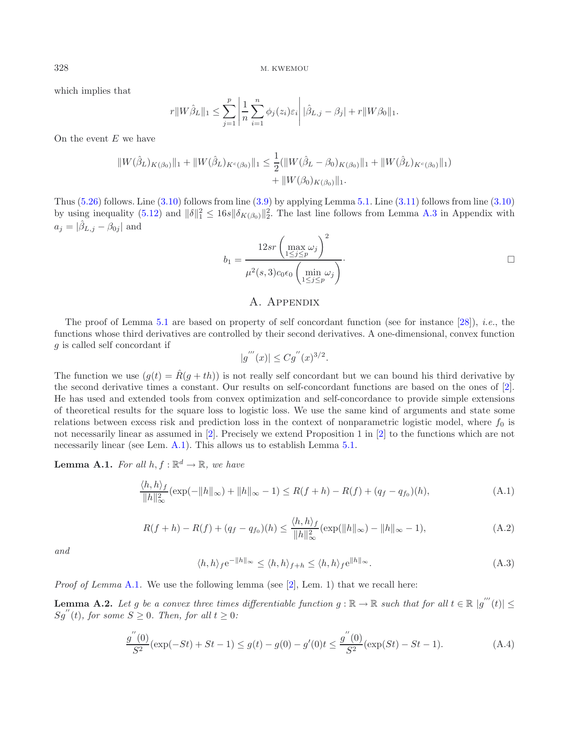which implies that

$$r\|W\hat{\beta}_L\|_1 \leq \sum_{j=1}^{p} \left| \frac{1}{n} \sum_{i=1}^{n} \phi_j(z_i)\varepsilon_i \right| |\hat{\beta}_{L,j} - \beta_j| + r\|W\beta_0\|_1.$$

On the event $E$ we have

$$\|W(\hat{\beta}_L)_{K(\beta_0)}\|_1 + \|W(\hat{\beta}_L)_{K^c(\beta_0)}\|_1 \leq \frac{1}{2}(\|W(\hat{\beta}_L - \beta_0)_{K(\beta_0)}\|_1 + \|W(\hat{\beta}_L)_{K^c(\beta_0)}\|_1) + \|W(\beta_0)_{K(\beta_0)}\|_1.$$

Thus (5.26) follows. Line (3.10) follows from line (3.9) by applying Lemma 5.1. Line (3.11) follows from line (3.10) by using inequality (5.12) and $\|\delta\|_1^2 \leq 16s\|\delta_{K(\beta_0)}\|_2^2$. The last line follows from Lemma A.3 in Appendix with $a_j = |\hat{\beta}_{L,j} - \beta_{0j}|$ and

$$b_1 = \frac{12sr\left(\max\limits_{1\leq j\leq p} \omega_j\right)^2}{\mu^2(s,3)c_0\epsilon_0\left(\min\limits_{1\leq j\leq p} \omega_j\right)}\cdot$$

□

# A. Appendix

The proof of Lemma 5.1 are based on property of self concordant function (see for instance [28]), *i.e.*, the functions whose third derivatives are controlled by their second derivatives. A one-dimensional, convex function $g$ is called self concordant if

$$|g^{'''}(x)| \leq Cg^{''}(x)^{3/2}.$$

The function we use ($g(t) = \hat{R}(g + th)$) is not really self concordant but we can bound his third derivative by the second derivative times a constant. Our results on self-concordant functions are based on the ones of [2]. He has used and extended tools from convex optimization and self-concordance to provide simple extensions of theoretical results for the square loss to logistic loss. We use the same kind of arguments and state some relations between excess risk and prediction loss in the context of nonparametric logistic model, where $f_0$ is not necessarily linear as assumed in [2]. Precisely we extend Proposition 1 in [2] to the functions which are not necessarily linear (see Lem. A.1). This allows us to establish Lemma 5.1.

**Lemma A.1.** *For all $h, f : \mathbb{R}^d \to \mathbb{R}$, we have*

$$\frac{\langle h,h\rangle_f}{\|h\|_\infty^2}(\exp(-\|h\|_\infty) + \|h\|_\infty - 1) \leq R(f+h) - R(f) + (q_f - q_{f_0})(h), \tag{A.1}$$

$$R(f+h) - R(f) + (q_f - q_{f_0})(h) \leq \frac{\langle h,h\rangle_f}{\|h\|_\infty^2}(\exp(\|h\|_\infty) - \|h\|_\infty - 1), \tag{A.2}$$

*and*

$$\langle h,h\rangle_f e^{-\|h\|_\infty} \leq \langle h,h\rangle_{f+h} \leq \langle h,h\rangle_f e^{\|h\|_\infty}. \tag{A.3}$$

*Proof of Lemma* A.1. We use the following lemma (see [2], Lem. 1) that we recall here:

**Lemma A.2.** *Let $g$ be a convex three times differentiable function $g : \mathbb{R} \to \mathbb{R}$ such that for all $t \in \mathbb{R}$ $|g^{'''}(t)| \leq Sg^{''}(t)$, for some $S \geq 0$. Then, for all $t \geq 0$:*

$$\frac{g^{''}(0)}{S^2}(\exp(-St) + St - 1) \leq g(t) - g(0) - g'(0)t \leq \frac{g^{''}(0)}{S^2}(\exp(St) - St - 1). \tag{A.4}$$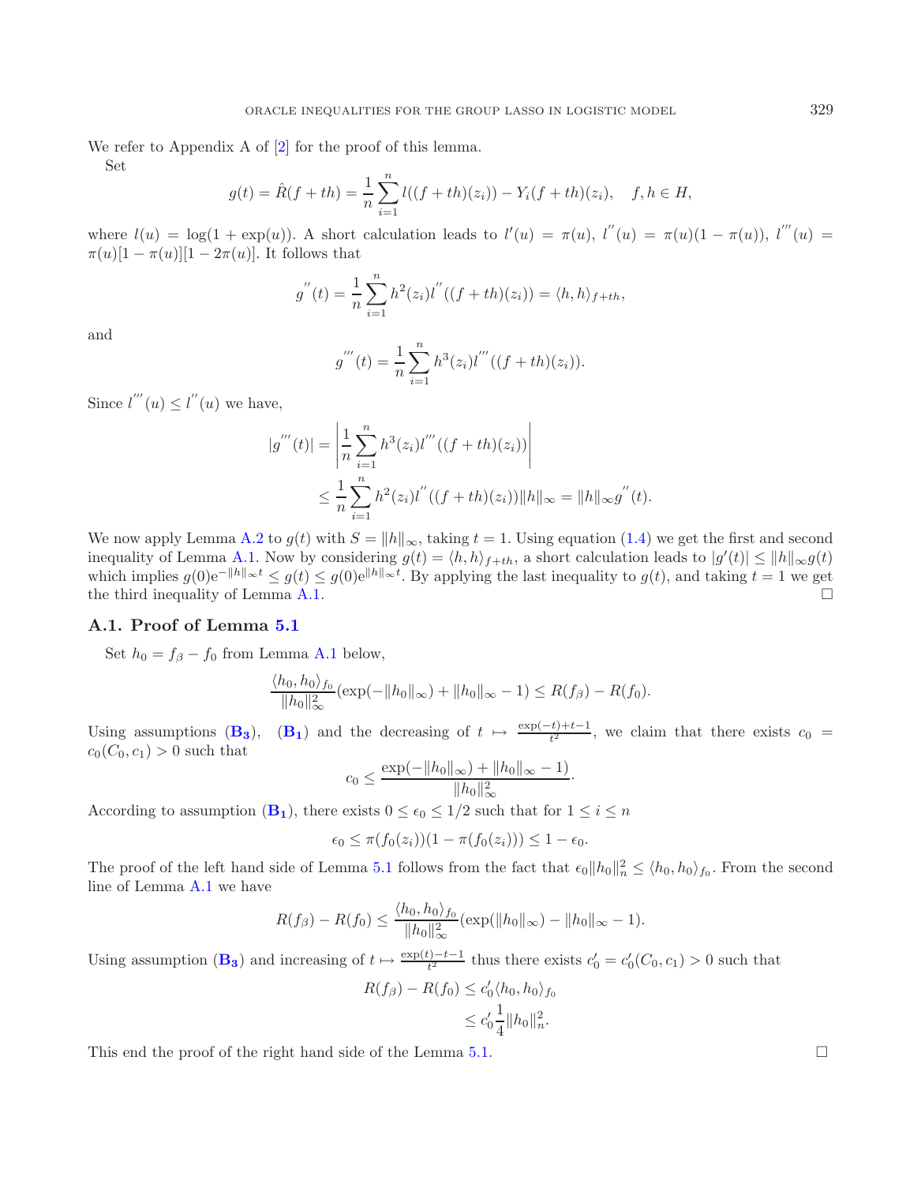We refer to Appendix A of [2] for the proof of this lemma.

Set

$$g(t) = \hat{R}(f + th) = \frac{1}{n}\sum_{i=1}^{n} l((f + th)(z_i)) - Y_i(f + th)(z_i), \quad f, h \in H,$$

where $l(u) = \log(1 + \exp(u))$. A short calculation leads to $l'(u) = \pi(u)$, $l^{''}(u) = \pi(u)(1 - \pi(u))$, $l^{'''}(u) = \pi(u)[1 - \pi(u)][1 - 2\pi(u)]$. It follows that

$$g^{''}(t) = \frac{1}{n}\sum_{i=1}^{n} h^2(z_i) l^{''}((f + th)(z_i)) = \langle h, h\rangle_{f+th},$$

and

$$g^{'''}(t) = \frac{1}{n}\sum_{i=1}^{n} h^3(z_i) l^{'''}((f + th)(z_i)).$$

Since $l^{'''}(u) \leq l^{''}(u)$ we have,

$$\begin{aligned}
|g^{'''}(t)| &= \left|\frac{1}{n}\sum_{i=1}^{n} h^3(z_i) l^{'''}((f + th)(z_i))\right| \\
&\leq \frac{1}{n}\sum_{i=1}^{n} h^2(z_i) l^{''}((f + th)(z_i)) \|h\|_\infty = \|h\|_\infty g^{''}(t).
\end{aligned}$$

We now apply Lemma A.2 to $g(t)$ with $S = \|h\|_\infty$, taking $t = 1$. Using equation (1.4) we get the first and second inequality of Lemma A.1. Now by considering $g(t) = \langle h, h\rangle_{f+th}$, a short calculation leads to $|g'(t)| \leq \|h\|_\infty g(t)$ which implies $g(0)\mathrm{e}^{-\|h\|_\infty t} \leq g(t) \leq g(0)\mathrm{e}^{\|h\|_\infty t}$. By applying the last inequality to $g(t)$, and taking $t = 1$ we get the third inequality of Lemma A.1. □

### A.1. Proof of Lemma 5.1

Set $h_0 = f_\beta - f_0$ from Lemma A.1 below,

$$\frac{\langle h_0, h_0\rangle_{f_0}}{\|h_0\|_\infty^2}(\exp(-\|h_0\|_\infty) + \|h_0\|_\infty - 1) \leq R(f_\beta) - R(f_0).$$

Using assumptions (**B$_3$**), (**B$_1$**) and the decreasing of $t \mapsto \frac{\exp(-t)+t-1}{t^2}$, we claim that there exists $c_0 = c_0(C_0, c_1) > 0$ such that

$$c_0 \leq \frac{\exp(-\|h_0\|_\infty) + \|h_0\|_\infty - 1)}{\|h_0\|_\infty^2}.$$

According to assumption (**B$_1$**), there exists $0 \leq \epsilon_0 \leq 1/2$ such that for $1 \leq i \leq n$

$$\epsilon_0 \leq \pi(f_0(z_i))(1 - \pi(f_0(z_i))) \leq 1 - \epsilon_0.$$

The proof of the left hand side of Lemma 5.1 follows from the fact that $\epsilon_0\|h_0\|_n^2 \leq \langle h_0, h_0\rangle_{f_0}$. From the second line of Lemma A.1 we have

$$R(f_\beta) - R(f_0) \leq \frac{\langle h_0, h_0\rangle_{f_0}}{\|h_0\|_\infty^2}(\exp(\|h_0\|_\infty) - \|h_0\|_\infty - 1).$$

Using assumption (**B$_3$**) and increasing of $t \mapsto \frac{\exp(t)-t-1}{t^2}$ thus there exists $c_0' = c_0'(C_0, c_1) > 0$ such that

$$\begin{aligned}
R(f_\beta) - R(f_0) &\leq c_0'\langle h_0, h_0\rangle_{f_0} \\
&\leq c_0'\frac{1}{4}\|h_0\|_n^2.
\end{aligned}$$

This end the proof of the right hand side of the Lemma 5.1. □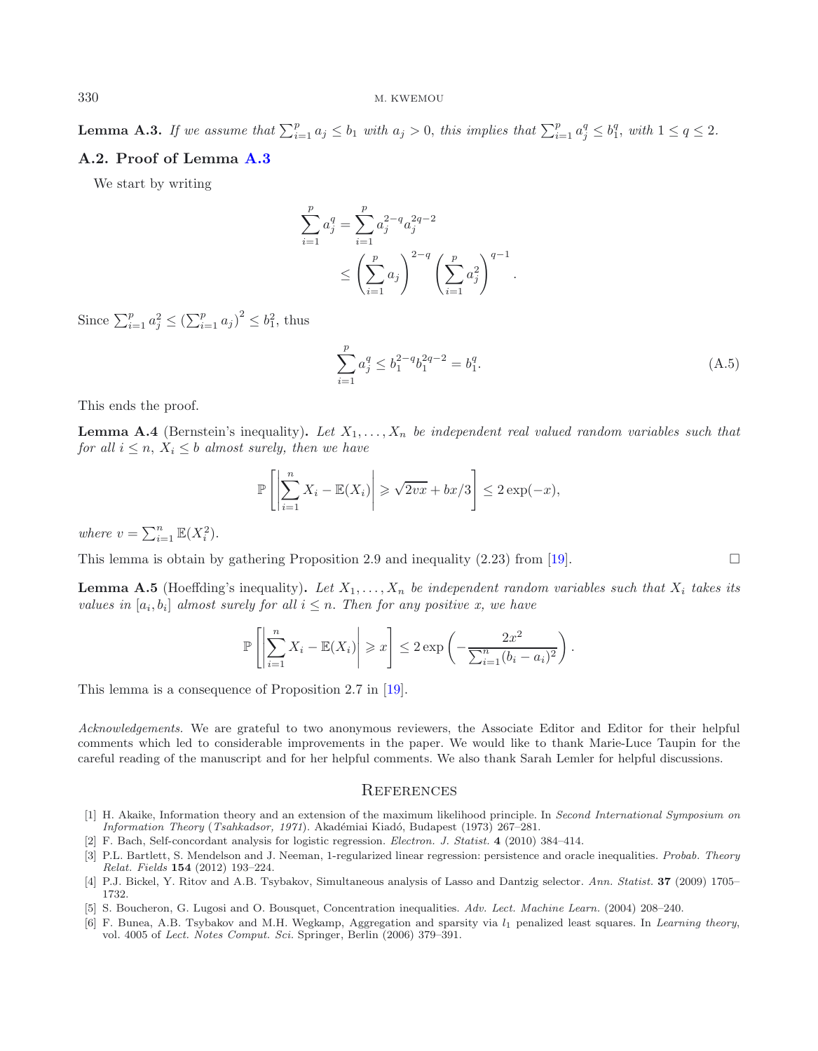**Lemma A.3.** *If we assume that* $\sum_{i=1}^p a_j \leq b_1$ *with* $a_j > 0$, *this implies that* $\sum_{i=1}^p a_j^q \leq b_1^q$, *with* $1 \leq q \leq 2$.

## A.2. Proof of Lemma A.3

We start by writing

$$
\begin{aligned}
\sum_{i=1}^p a_j^q &= \sum_{i=1}^p a_j^{2-q} a_j^{2q-2} \\
&\leq \left(\sum_{i=1}^p a_j\right)^{2-q} \left(\sum_{i=1}^p a_j^2\right)^{q-1}.
\end{aligned}
$$

Since $\sum_{i=1}^p a_j^2 \leq \left(\sum_{i=1}^p a_j\right)^2 \leq b_1^2$, thus

$$
\sum_{i=1}^p a_j^q \leq b_1^{2-q} b_1^{2q-2} = b_1^q. \tag{A.5}
$$

This ends the proof.

**Lemma A.4** (Bernstein's inequality)**.** *Let* $X_1, \ldots, X_n$ *be independent real valued random variables such that for all* $i \leq n$, $X_i \leq b$ *almost surely, then we have*

$$
\mathbb{P}\left[\left|\sum_{i=1}^n X_i - \mathbb{E}(X_i)\right| \geqslant \sqrt{2vx} + bx/3\right] \leq 2\exp(-x),
$$

*where* $v = \sum_{i=1}^n \mathbb{E}(X_i^2)$.

This lemma is obtain by gathering Proposition 2.9 and inequality (2.23) from [19]. □

**Lemma A.5** (Hoeffding's inequality)**.** *Let* $X_1, \ldots, X_n$ *be independent random variables such that* $X_i$ *takes its values in* $[a_i, b_i]$ *almost surely for all* $i \leq n$. *Then for any positive* $x$, *we have*

$$
\mathbb{P}\left[\left|\sum_{i=1}^n X_i - \mathbb{E}(X_i)\right| \geqslant x\right] \leq 2\exp\left(-\frac{2x^2}{\sum_{i=1}^n (b_i - a_i)^2}\right).
$$

This lemma is a consequence of Proposition 2.7 in [19].

*Acknowledgements.* We are grateful to two anonymous reviewers, the Associate Editor and Editor for their helpful comments which led to considerable improvements in the paper. We would like to thank Marie-Luce Taupin for the careful reading of the manuscript and for her helpful comments. We also thank Sarah Lemler for helpful discussions.

## References

[1] H. Akaike, Information theory and an extension of the maximum likelihood principle. In *Second International Symposium on Information Theory* (*Tsahkadsor, 1971*). Akadémiai Kiadó, Budapest (1973) 267–281.

[2] F. Bach, Self-concordant analysis for logistic regression. *Electron. J. Statist.* **4** (2010) 384–414.

[3] P.L. Bartlett, S. Mendelson and J. Neeman, 1-regularized linear regression: persistence and oracle inequalities. *Probab. Theory Relat. Fields* **154** (2012) 193–224.

[4] P.J. Bickel, Y. Ritov and A.B. Tsybakov, Simultaneous analysis of Lasso and Dantzig selector. *Ann. Statist.* **37** (2009) 1705–1732.

[5] S. Boucheron, G. Lugosi and O. Bousquet, Concentration inequalities. *Adv. Lect. Machine Learn.* (2004) 208–240.

[6] F. Bunea, A.B. Tsybakov and M.H. Wegkamp, Aggregation and sparsity via $l_1$ penalized least squares. In *Learning theory*, vol. 4005 of *Lect. Notes Comput. Sci.* Springer, Berlin (2006) 379–391.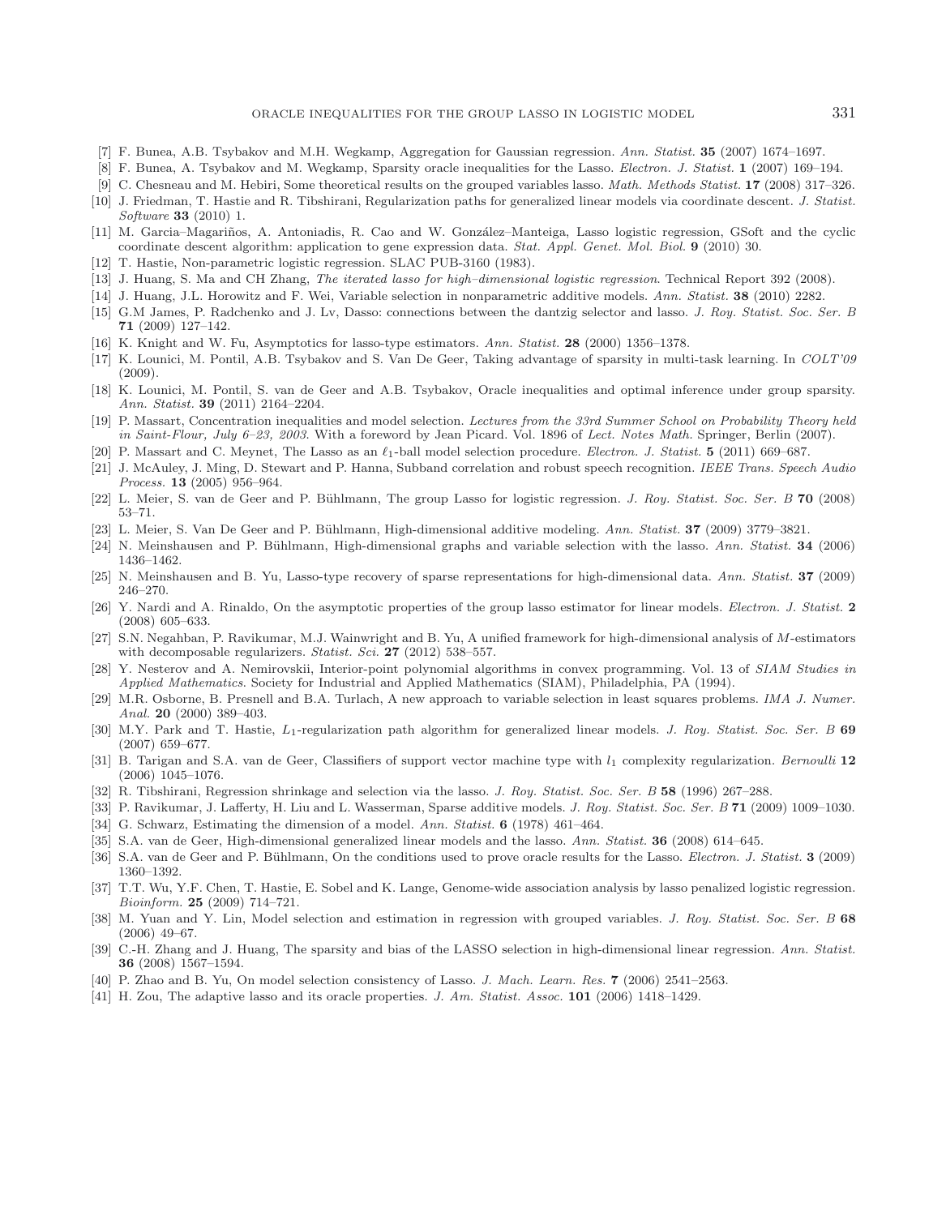[7] F. Bunea, A.B. Tsybakov and M.H. Wegkamp, Aggregation for Gaussian regression. *Ann. Statist.* **35** (2007) 1674–1697.

[8] F. Bunea, A. Tsybakov and M. Wegkamp, Sparsity oracle inequalities for the Lasso. *Electron. J. Statist.* **1** (2007) 169–194.

[9] C. Chesneau and M. Hebiri, Some theoretical results on the grouped variables lasso. *Math. Methods Statist.* **17** (2008) 317–326.

[10] J. Friedman, T. Hastie and R. Tibshirani, Regularization paths for generalized linear models via coordinate descent. *J. Statist. Software* **33** (2010) 1.

[11] M. Garcia–Magariños, A. Antoniadis, R. Cao and W. González–Manteiga, Lasso logistic regression, GSoft and the cyclic coordinate descent algorithm: application to gene expression data. *Stat. Appl. Genet. Mol. Biol.* **9** (2010) 30.

[12] T. Hastie, Non-parametric logistic regression. SLAC PUB-3160 (1983).

[13] J. Huang, S. Ma and CH Zhang, *The iterated lasso for high–dimensional logistic regression*. Technical Report 392 (2008).

[14] J. Huang, J.L. Horowitz and F. Wei, Variable selection in nonparametric additive models. *Ann. Statist.* **38** (2010) 2282.

[15] G.M James, P. Radchenko and J. Lv, Dasso: connections between the dantzig selector and lasso. *J. Roy. Statist. Soc. Ser. B* **71** (2009) 127–142.

[16] K. Knight and W. Fu, Asymptotics for lasso-type estimators. *Ann. Statist.* **28** (2000) 1356–1378.

[17] K. Lounici, M. Pontil, A.B. Tsybakov and S. Van De Geer, Taking advantage of sparsity in multi-task learning. In *COLT'09* (2009).

[18] K. Lounici, M. Pontil, S. van de Geer and A.B. Tsybakov, Oracle inequalities and optimal inference under group sparsity. *Ann. Statist.* **39** (2011) 2164–2204.

[19] P. Massart, Concentration inequalities and model selection. *Lectures from the 33rd Summer School on Probability Theory held in Saint-Flour, July 6–23, 2003.* With a foreword by Jean Picard. Vol. 1896 of *Lect. Notes Math.* Springer, Berlin (2007).

[20] P. Massart and C. Meynet, The Lasso as an $\ell_1$-ball model selection procedure. *Electron. J. Statist.* **5** (2011) 669–687.

[21] J. McAuley, J. Ming, D. Stewart and P. Hanna, Subband correlation and robust speech recognition. *IEEE Trans. Speech Audio Process.* **13** (2005) 956–964.

[22] L. Meier, S. van de Geer and P. Bühlmann, The group Lasso for logistic regression. *J. Roy. Statist. Soc. Ser. B* **70** (2008) 53–71.

[23] L. Meier, S. Van De Geer and P. Bühlmann, High-dimensional additive modeling. *Ann. Statist.* **37** (2009) 3779–3821.

[24] N. Meinshausen and P. Bühlmann, High-dimensional graphs and variable selection with the lasso. *Ann. Statist.* **34** (2006) 1436–1462.

[25] N. Meinshausen and B. Yu, Lasso-type recovery of sparse representations for high-dimensional data. *Ann. Statist.* **37** (2009) 246–270.

[26] Y. Nardi and A. Rinaldo, On the asymptotic properties of the group lasso estimator for linear models. *Electron. J. Statist.* **2** (2008) 605–633.

[27] S.N. Negahban, P. Ravikumar, M.J. Wainwright and B. Yu, A unified framework for high-dimensional analysis of $M$-estimators with decomposable regularizers. *Statist. Sci.* **27** (2012) 538–557.

[28] Y. Nesterov and A. Nemirovskii, Interior-point polynomial algorithms in convex programming. Vol. 13 of *SIAM Studies in Applied Mathematics*. Society for Industrial and Applied Mathematics (SIAM), Philadelphia, PA (1994).

[29] M.R. Osborne, B. Presnell and B.A. Turlach, A new approach to variable selection in least squares problems. *IMA J. Numer. Anal.* **20** (2000) 389–403.

[30] M.Y. Park and T. Hastie, $L_1$-regularization path algorithm for generalized linear models. *J. Roy. Statist. Soc. Ser. B* **69** (2007) 659–677.

[31] B. Tarigan and S.A. van de Geer, Classifiers of support vector machine type with $l_1$ complexity regularization. *Bernoulli* **12** (2006) 1045–1076.

[32] R. Tibshirani, Regression shrinkage and selection via the lasso. *J. Roy. Statist. Soc. Ser. B* **58** (1996) 267–288.

[33] P. Ravikumar, J. Lafferty, H. Liu and L. Wasserman, Sparse additive models. *J. Roy. Statist. Soc. Ser. B* **71** (2009) 1009–1030.

[34] G. Schwarz, Estimating the dimension of a model. *Ann. Statist.* **6** (1978) 461–464.

[35] S.A. van de Geer, High-dimensional generalized linear models and the lasso. *Ann. Statist.* **36** (2008) 614–645.

[36] S.A. van de Geer and P. Bühlmann, On the conditions used to prove oracle results for the Lasso. *Electron. J. Statist.* **3** (2009) 1360–1392.

[37] T.T. Wu, Y.F. Chen, T. Hastie, E. Sobel and K. Lange, Genome-wide association analysis by lasso penalized logistic regression. *Bioinform.* **25** (2009) 714–721.

[38] M. Yuan and Y. Lin, Model selection and estimation in regression with grouped variables. *J. Roy. Statist. Soc. Ser. B* **68** (2006) 49–67.

[39] C.-H. Zhang and J. Huang, The sparsity and bias of the LASSO selection in high-dimensional linear regression. *Ann. Statist.* **36** (2008) 1567–1594.

[40] P. Zhao and B. Yu, On model selection consistency of Lasso. *J. Mach. Learn. Res.* **7** (2006) 2541–2563.

[41] H. Zou, The adaptive lasso and its oracle properties. *J. Am. Statist. Assoc.* **101** (2006) 1418–1429.